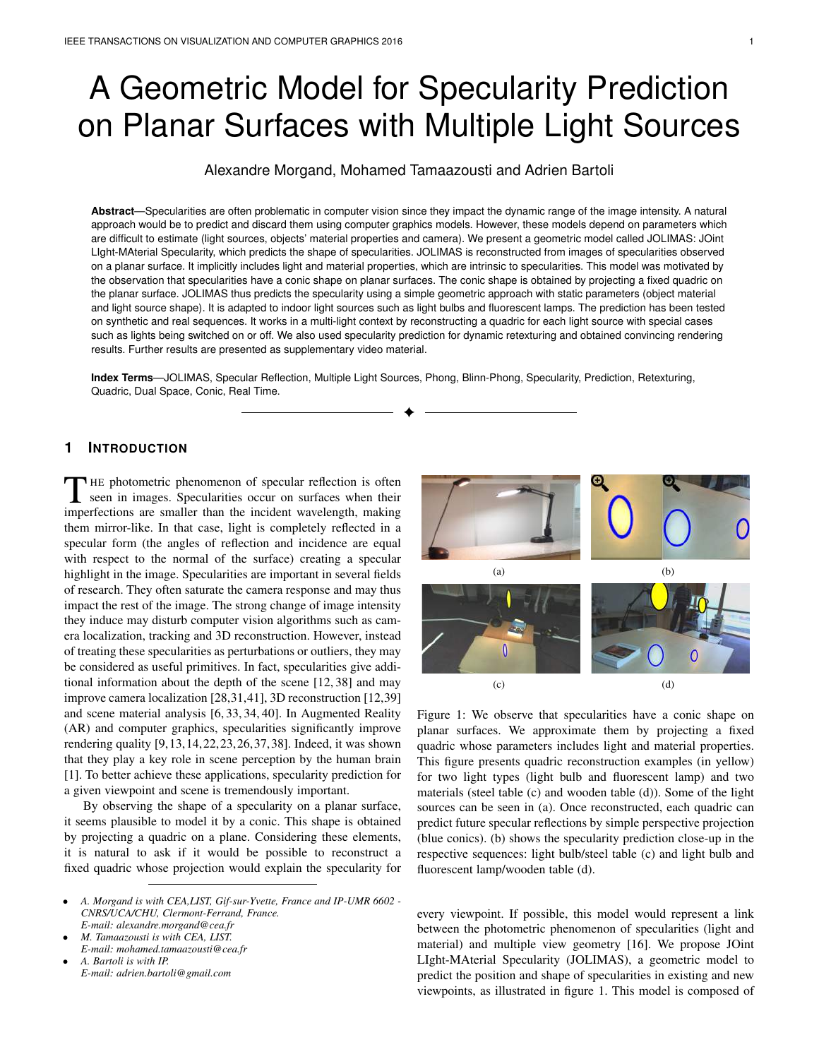# A Geometric Model for Specularity Prediction on Planar Surfaces with Multiple Light Sources

Alexandre Morgand, Mohamed Tamaazousti and Adrien Bartoli

**Abstract**—Specularities are often problematic in computer vision since they impact the dynamic range of the image intensity. A natural approach would be to predict and discard them using computer graphics models. However, these models depend on parameters which are difficult to estimate (light sources, objects' material properties and camera). We present a geometric model called JOLIMAS: JOint LIght-MAterial Specularity, which predicts the shape of specularities. JOLIMAS is reconstructed from images of specularities observed on a planar surface. It implicitly includes light and material properties, which are intrinsic to specularities. This model was motivated by the observation that specularities have a conic shape on planar surfaces. The conic shape is obtained by projecting a fixed quadric on the planar surface. JOLIMAS thus predicts the specularity using a simple geometric approach with static parameters (object material and light source shape). It is adapted to indoor light sources such as light bulbs and fluorescent lamps. The prediction has been tested on synthetic and real sequences. It works in a multi-light context by reconstructing a quadric for each light source with special cases such as lights being switched on or off. We also used specularity prediction for dynamic retexturing and obtained convincing rendering results. Further results are presented as supplementary video material.

**Index Terms**—JOLIMAS, Specular Reflection, Multiple Light Sources, Phong, Blinn-Phong, Specularity, Prediction, Retexturing, Quadric, Dual Space, Conic, Real Time.

## 1 Introduction

The photometric phenomenon of specular reflection is often seen in images. Specularities occur on surfaces when their imperfections are smaller than the incident wavelength, making them mirror-like. In that case, light is completely reflected in a specular form (the angles of reflection and incidence are equal with respect to the normal of the surface) creating a specular highlight in the image. Specularities are important in several fields of research. They often saturate the camera response and may thus impact the rest of the image. The strong change of image intensity they induce may disturb computer vision algorithms such as camera localization, tracking and 3D reconstruction. However, instead of treating these specularities as perturbations or outliers, they may be considered as useful primitives. In fact, specularities give additional information about the depth of the scene [12, 38] and may improve camera localization [28, 31, 41], 3D reconstruction [12, 39] and scene material analysis [6, 33, 34, 40]. In Augmented Reality (AR) and computer graphics, specularities significantly improve rendering quality [9, 13, 14, 22, 23, 26, 37, 38]. Indeed, it was shown that they play a key role in scene perception by the human brain [1]. To better achieve these applications, specularity prediction for a given viewpoint and scene is tremendously important.

By observing the shape of a specularity on a planar surface, it seems plausible to model it by a conic. This shape is obtained by projecting a quadric on a plane. Considering these elements, it is natural to ask if it would be possible to reconstruct a fixed quadric whose projection would explain the specularity for every viewpoint. If possible, this model would represent a link between the photometric phenomenon of specularities (light and material) and multiple view geometry [16]. We propose JOint LIght-MAterial Specularity (JOLIMAS), a geometric model to predict the position and shape of specularities in existing and new viewpoints, as illustrated in figure 1. This model is composed of

Figure 1: We observe that specularities have a conic shape on planar surfaces. We approximate them by projecting a fixed quadric whose parameters includes light and material properties. This figure presents quadric reconstruction examples (in yellow) for two light types (light bulb and fluorescent lamp) and two materials (steel table (c) and wooden table (d)). Some of the light sources can be seen in (a). Once reconstructed, each quadric can predict future specular reflections by simple perspective projection (blue conics). (b) shows the specularity prediction close-up in the respective sequences: light bulb/steel table (c) and light bulb and fluorescent lamp/wooden table (d).

- *A. Morgand is with CEA,LIST, Gif-sur-Yvette, France and IP-UMR 6602 - CNRS/UCA/CHU, Clermont-Ferrand, France. E-mail: alexandre.morgand@cea.fr*
- *M. Tamaazousti is with CEA, LIST. E-mail: mohamed.tamaazousti@cea.fr*
- *A. Bartoli is with IP. E-mail: adrien.bartoli@gmail.com*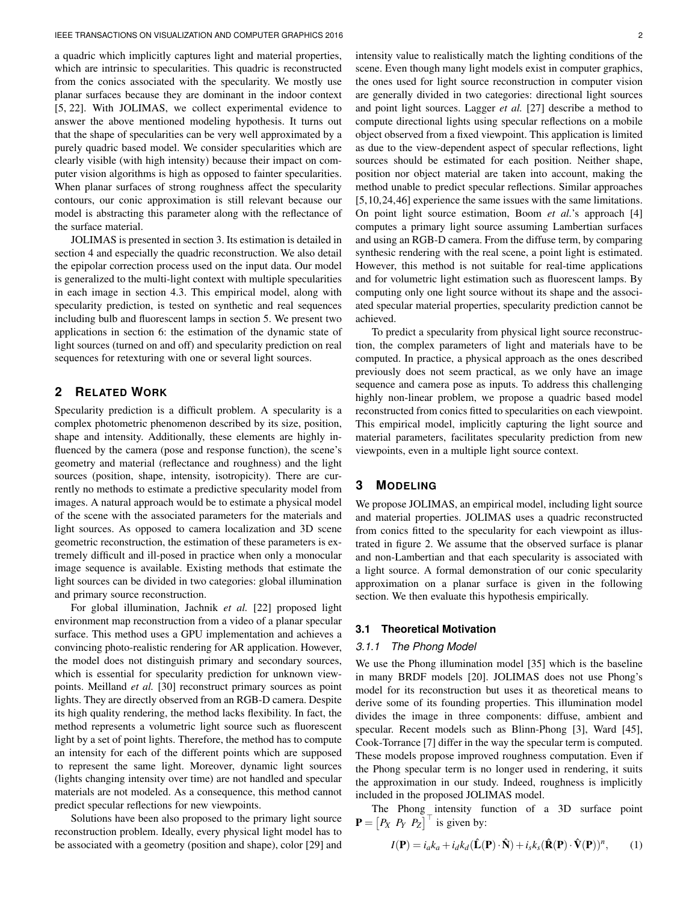a quadric which implicitly captures light and material properties, which are intrinsic to specularities. This quadric is reconstructed from the conics associated with the specularity. We mostly use planar surfaces because they are dominant in the indoor context [5, 22]. With JOLIMAS, we collect experimental evidence to answer the above mentioned modeling hypothesis. It turns out that the shape of specularities can be very well approximated by a purely quadric based model. We consider specularities which are clearly visible (with high intensity) because their impact on computer vision algorithms is high as opposed to fainter specularities. When planar surfaces of strong roughness affect the specularity contours, our conic approximation is still relevant because our model is abstracting this parameter along with the reflectance of the surface material.

JOLIMAS is presented in section 3. Its estimation is detailed in section 4 and especially the quadric reconstruction. We also detail the epipolar correction process used on the input data. Our model is generalized to the multi-light context with multiple specularities in each image in section 4.3. This empirical model, along with specularity prediction, is tested on synthetic and real sequences including bulb and fluorescent lamps in section 5. We present two applications in section 6: the estimation of the dynamic state of light sources (turned on and off) and specularity prediction on real sequences for retexturing with one or several light sources.

## 2 Related Work

Specularity prediction is a difficult problem. A specularity is a complex photometric phenomenon described by its size, position, shape and intensity. Additionally, these elements are highly influenced by the camera (pose and response function), the scene's geometry and material (reflectance and roughness) and the light sources (position, shape, intensity, isotropicity). There are currently no methods to estimate a predictive specularity model from images. A natural approach would be to estimate a physical model of the scene with the associated parameters for the materials and light sources. As opposed to camera localization and 3D scene geometric reconstruction, the estimation of these parameters is extremely difficult and ill-posed in practice when only a monocular image sequence is available. Existing methods that estimate the light sources can be divided in two categories: global illumination and primary source reconstruction.

For global illumination, Jachnik *et al.* [22] proposed light environment map reconstruction from a video of a planar specular surface. This method uses a GPU implementation and achieves a convincing photo-realistic rendering for AR application. However, the model does not distinguish primary and secondary sources, which is essential for specularity prediction for unknown viewpoints. Meilland *et al.* [30] reconstruct primary sources as point lights. They are directly observed from an RGB-D camera. Despite its high quality rendering, the method lacks flexibility. In fact, the method represents a volumetric light source such as fluorescent light by a set of point lights. Therefore, the method has to compute an intensity for each of the different points which are supposed to represent the same light. Moreover, dynamic light sources (lights changing intensity over time) are not handled and specular materials are not modeled. As a consequence, this method cannot predict specular reflections for new viewpoints.

Solutions have been also proposed to the primary light source reconstruction problem. Ideally, every physical light model has to be associated with a geometry (position and shape), color [29] and intensity value to realistically match the lighting conditions of the scene. Even though many light models exist in computer graphics, the ones used for light source reconstruction in computer vision are generally divided in two categories: directional light sources and point light sources. Lagger *et al.* [27] describe a method to compute directional lights using specular reflections on a mobile object observed from a fixed viewpoint. This application is limited as due to the view-dependent aspect of specular reflections, light sources should be estimated for each position. Neither shape, position nor object material are taken into account, making the method unable to predict specular reflections. Similar approaches [5,10,24,46] experience the same issues with the same limitations. On point light source estimation, Boom *et al.*'s approach [4] computes a primary light source assuming Lambertian surfaces and using an RGB-D camera. From the diffuse term, by comparing synthesic rendering with the real scene, a point light is estimated. However, this method is not suitable for real-time applications and for volumetric light estimation such as fluorescent lamps. By computing only one light source without its shape and the associated specular material properties, specularity prediction cannot be achieved.

To predict a specularity from physical light source reconstruction, the complex parameters of light and materials have to be computed. In practice, a physical approach as the ones described previously does not seem practical, as we only have an image sequence and camera pose as inputs. To address this challenging highly non-linear problem, we propose a quadric based model reconstructed from conics fitted to specularities on each viewpoint. This empirical model, implicitly capturing the light source and material parameters, facilitates specularity prediction from new viewpoints, even in a multiple light source context.

## 3 Modeling

We propose JOLIMAS, an empirical model, including light source and material properties. JOLIMAS uses a quadric reconstructed from conics fitted to the specularity for each viewpoint as illustrated in figure 2. We assume that the observed surface is planar and non-Lambertian and that each specularity is associated with a light source. A formal demonstration of our conic specularity approximation on a planar surface is given in the following section. We then evaluate this hypothesis empirically.

### 3.1 Theoretical Motivation

#### 3.1.1 The Phong Model

We use the Phong illumination model [35] which is the baseline in many BRDF models [20]. JOLIMAS does not use Phong's model for its reconstruction but uses it as theoretical means to derive some of its founding properties. This illumination model divides the image in three components: diffuse, ambient and specular. Recent models such as Blinn-Phong [3], Ward [45], Cook-Torrance [7] differ in the way the specular term is computed. These models propose improved roughness computation. Even if the Phong specular term is no longer used in rendering, it suits the approximation in our study. Indeed, roughness is implicitly included in the proposed JOLIMAS model.

The Phong intensity function of a 3D surface point $\mathbf{P} = \begin{bmatrix} P_X & P_Y & P_Z \end{bmatrix}^\top$ is given by:

$$I(\mathbf{P}) = i_a k_a + i_d k_d (\hat{\mathbf{L}}(\mathbf{P}) \cdot \hat{\mathbf{N}}) + i_s k_s (\hat{\mathbf{R}}(\mathbf{P}) \cdot \hat{\mathbf{V}}(\mathbf{P}))^n, \tag{1}$$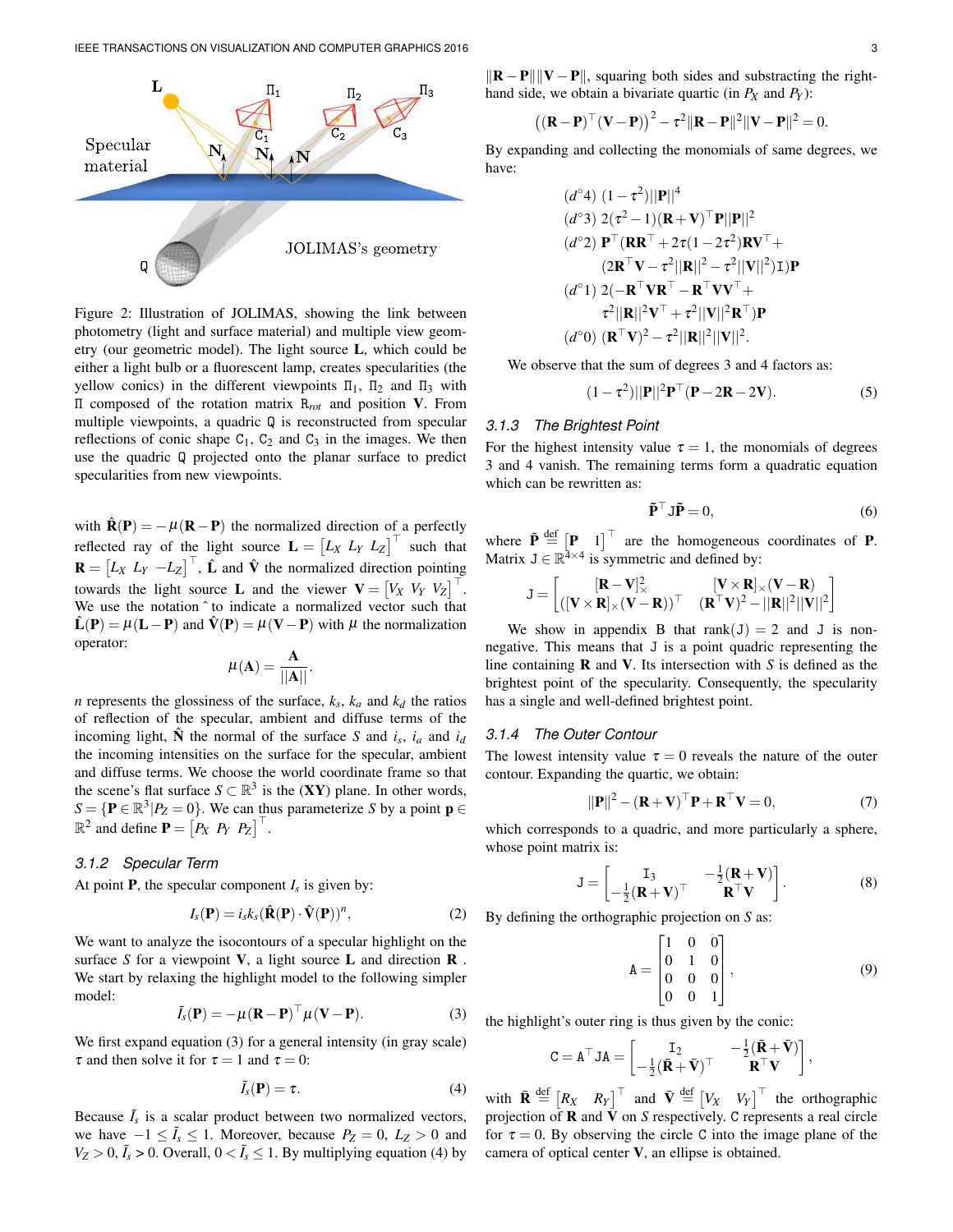Figure 2: Illustration of JOLIMAS, showing the link between photometry (light and surface material) and multiple view geometry (our geometric model). The light source $\mathbf{L}$, which could be either a light bulb or a fluorescent lamp, creates specularities (the yellow conics) in the different viewpoints $\Pi_1$, $\Pi_2$ and $\Pi_3$ with $\Pi$ composed of the rotation matrix $\mathtt{R}_{rot}$ and position $\mathbf{V}$. From multiple viewpoints, a quadric $\mathtt{Q}$ is reconstructed from specular reflections of conic shape $\mathtt{C}_1$, $\mathtt{C}_2$ and $\mathtt{C}_3$ in the images. We then use the quadric $\mathtt{Q}$ projected onto the planar surface to predict specularities from new viewpoints.

with $\hat{\mathbf{R}}(\mathbf{P}) = -\mu(\mathbf{R}-\mathbf{P})$ the normalized direction of a perfectly reflected ray of the light source $\mathbf{L} = \begin{bmatrix} L_X & L_Y & L_Z \end{bmatrix}^\top$ such that $\mathbf{R} = \begin{bmatrix} L_X & L_Y & -L_Z \end{bmatrix}^\top$, $\hat{\mathbf{L}}$ and $\hat{\mathbf{V}}$ the normalized direction pointing towards the light source $\mathbf{L}$ and the viewer $\mathbf{V} = \begin{bmatrix} V_X & V_Y & V_Z \end{bmatrix}^\top$. We use the notation $\hat{}$ to indicate a normalized vector such that $\hat{\mathbf{L}}(\mathbf{P}) = \mu(\mathbf{L}-\mathbf{P})$ and $\hat{\mathbf{V}}(\mathbf{P}) = \mu(\mathbf{V}-\mathbf{P})$ with $\mu$ the normalization operator:

$$\mu(\mathbf{A}) = \frac{\mathbf{A}}{||\mathbf{A}||}.$$

$n$ represents the glossiness of the surface, $k_s$, $k_a$ and $k_d$ the ratios of reflection of the specular, ambient and diffuse terms of the incoming light, $\hat{\mathbf{N}}$ the normal of the surface $S$ and $i_s$, $i_a$ and $i_d$ the incoming intensities on the surface for the specular, ambient and diffuse terms. We choose the world coordinate frame so that the scene's flat surface $S \subset \mathbb{R}^3$ is the $(\mathbf{XY})$ plane. In other words, $S = \{\mathbf{P} \in \mathbb{R}^3 | P_Z = 0\}$. We can thus parameterize $S$ by a point $\mathbf{p} \in \mathbb{R}^2$ and define $\mathbf{P} = \begin{bmatrix} P_X & P_Y & P_Z \end{bmatrix}^\top$.

### 3.1.2 Specular Term

At point $\mathbf{P}$, the specular component $I_s$ is given by:

$$I_s(\mathbf{P}) = i_s k_s (\hat{\mathbf{R}}(\mathbf{P}) \cdot \hat{\mathbf{V}}(\mathbf{P}))^n, \quad (2)$$

We want to analyze the isocontours of a specular highlight on the surface $S$ for a viewpoint $\mathbf{V}$, a light source $\mathbf{L}$ and direction $\mathbf{R}$. We start by relaxing the highlight model to the following simpler model:

$$\tilde{I}_s(\mathbf{P}) = -\mu(\mathbf{R}-\mathbf{P})^\top \mu(\mathbf{V}-\mathbf{P}). \quad (3)$$

We first expand equation (3) for a general intensity (in gray scale) $\tau$ and then solve it for $\tau = 1$ and $\tau = 0$:

$$\tilde{I}_s(\mathbf{P}) = \tau. \quad (4)$$

Because $\tilde{I}_s$ is a scalar product between two normalized vectors, we have $-1 \leq \tilde{I}_s \leq 1$. Moreover, because $P_Z = 0$, $L_Z > 0$ and $V_Z > 0$, $\tilde{I}_s > 0$. Overall, $0 < \tilde{I}_s \leq 1$. By multiplying equation (4) by $\|\mathbf{R}-\mathbf{P}\| \|\mathbf{V}-\mathbf{P}\|$, squaring both sides and substracting the right-hand side, we obtain a bivariate quartic (in $P_X$ and $P_Y$):

$$\left((\mathbf{R}-\mathbf{P})^\top(\mathbf{V}-\mathbf{P})\right)^2 - \tau^2 \|\mathbf{R}-\mathbf{P}\|^2 \|\mathbf{V}-\mathbf{P}\|^2 = 0.$$

By expanding and collecting the monomials of same degrees, we have:

$$\begin{aligned}
&(d^\circ 4)\ (1-\tau^2)||\mathbf{P}||^4 \\
&(d^\circ 3)\ 2(\tau^2-1)(\mathbf{R}+\mathbf{V})^\top \mathbf{P}||\mathbf{P}||^2 \\
&(d^\circ 2)\ \mathbf{P}^\top(\mathbf{R}\mathbf{R}^\top + 2\tau(1-2\tau^2)\mathbf{R}\mathbf{V}^\top + \\
&\qquad (2\mathbf{R}^\top\mathbf{V} - \tau^2||\mathbf{R}||^2 - \tau^2||\mathbf{V}||^2)\mathtt{I})\mathbf{P} \\
&(d^\circ 1)\ 2(-\mathbf{R}^\top\mathbf{V}\mathbf{R}^\top - \mathbf{R}^\top\mathbf{V}\mathbf{V}^\top + \\
&\qquad \tau^2||\mathbf{R}||^2\mathbf{V}^\top + \tau^2||\mathbf{V}||^2\mathbf{R}^\top)\mathbf{P} \\
&(d^\circ 0)\ (\mathbf{R}^\top\mathbf{V})^2 - \tau^2||\mathbf{R}||^2||\mathbf{V}||^2.
\end{aligned}$$

We observe that the sum of degrees 3 and 4 factors as:

$$(1-\tau^2)||\mathbf{P}||^2\mathbf{P}^\top(\mathbf{P} - 2\mathbf{R} - 2\mathbf{V}). \quad (5)$$

### 3.1.3 The Brightest Point

For the highest intensity value $\tau = 1$, the monomials of degrees 3 and 4 vanish. The remaining terms form a quadratic equation which can be rewritten as:

$$\tilde{\mathbf{P}}^\top \mathtt{J} \tilde{\mathbf{P}} = 0, \quad (6)$$

where $\tilde{\mathbf{P}} \stackrel{\text{def}}{=} \begin{bmatrix} \mathbf{P} & 1 \end{bmatrix}^\top$ are the homogeneous coordinates of $\mathbf{P}$. Matrix $\mathtt{J} \in \mathbb{R}^{4\times4}$ is symmetric and defined by:

$$\mathtt{J} = \begin{bmatrix} [\mathbf{R}-\mathbf{V}]_\times^2 & [\mathbf{V}\times\mathbf{R}]_\times(\mathbf{V}-\mathbf{R}) \\ ([\mathbf{V}\times\mathbf{R}]_\times(\mathbf{V}-\mathbf{R}))^\top & (\mathbf{R}^\top\mathbf{V})^2 - ||\mathbf{R}||^2||\mathbf{V}||^2 \end{bmatrix}.$$

We show in appendix B that $\text{rank}(\mathtt{J}) = 2$ and $\mathtt{J}$ is non-negative. This means that $\mathtt{J}$ is a point quadric representing the line containing $\mathbf{R}$ and $\mathbf{V}$. Its intersection with $S$ is defined as the brightest point of the specularity. Consequently, the specularity has a single and well-defined brightest point.

### 3.1.4 The Outer Contour

The lowest intensity value $\tau = 0$ reveals the nature of the outer contour. Expanding the quartic, we obtain:

$$||\mathbf{P}||^2 - (\mathbf{R}+\mathbf{V})^\top\mathbf{P} + \mathbf{R}^\top\mathbf{V} = 0, \quad (7)$$

which corresponds to a quadric, and more particularly a sphere, whose point matrix is:

$$\mathtt{J} = \begin{bmatrix} \mathtt{I}_3 & -\frac{1}{2}(\mathbf{R}+\mathbf{V}) \\ -\frac{1}{2}(\mathbf{R}+\mathbf{V})^\top & \mathbf{R}^\top\mathbf{V} \end{bmatrix}. \quad (8)$$

By defining the orthographic projection on $S$ as:

$$\mathtt{A} = \begin{bmatrix} 1 & 0 & 0 \\ 0 & 1 & 0 \\ 0 & 0 & 0 \\ 0 & 0 & 1 \end{bmatrix}, \quad (9)$$

the highlight's outer ring is thus given by the conic:

$$\mathtt{C} = \mathtt{A}^\top\mathtt{J}\mathtt{A} = \begin{bmatrix} \mathtt{I}_2 & -\frac{1}{2}(\bar{\mathbf{R}}+\bar{\mathbf{V}}) \\ -\frac{1}{2}(\bar{\mathbf{R}}+\bar{\mathbf{V}})^\top & \mathbf{R}^\top\mathbf{V} \end{bmatrix},$$

with $\bar{\mathbf{R}} \stackrel{\text{def}}{=} \begin{bmatrix} R_X & R_Y \end{bmatrix}^\top$ and $\bar{\mathbf{V}} \stackrel{\text{def}}{=} \begin{bmatrix} V_X & V_Y \end{bmatrix}^\top$ the orthographic projection of $\mathbf{R}$ and $\mathbf{V}$ on $S$ respectively. $\mathtt{C}$ represents a real circle for $\tau = 0$. By observing the circle $\mathtt{C}$ into the image plane of the camera of optical center $\mathbf{V}$, an ellipse is obtained.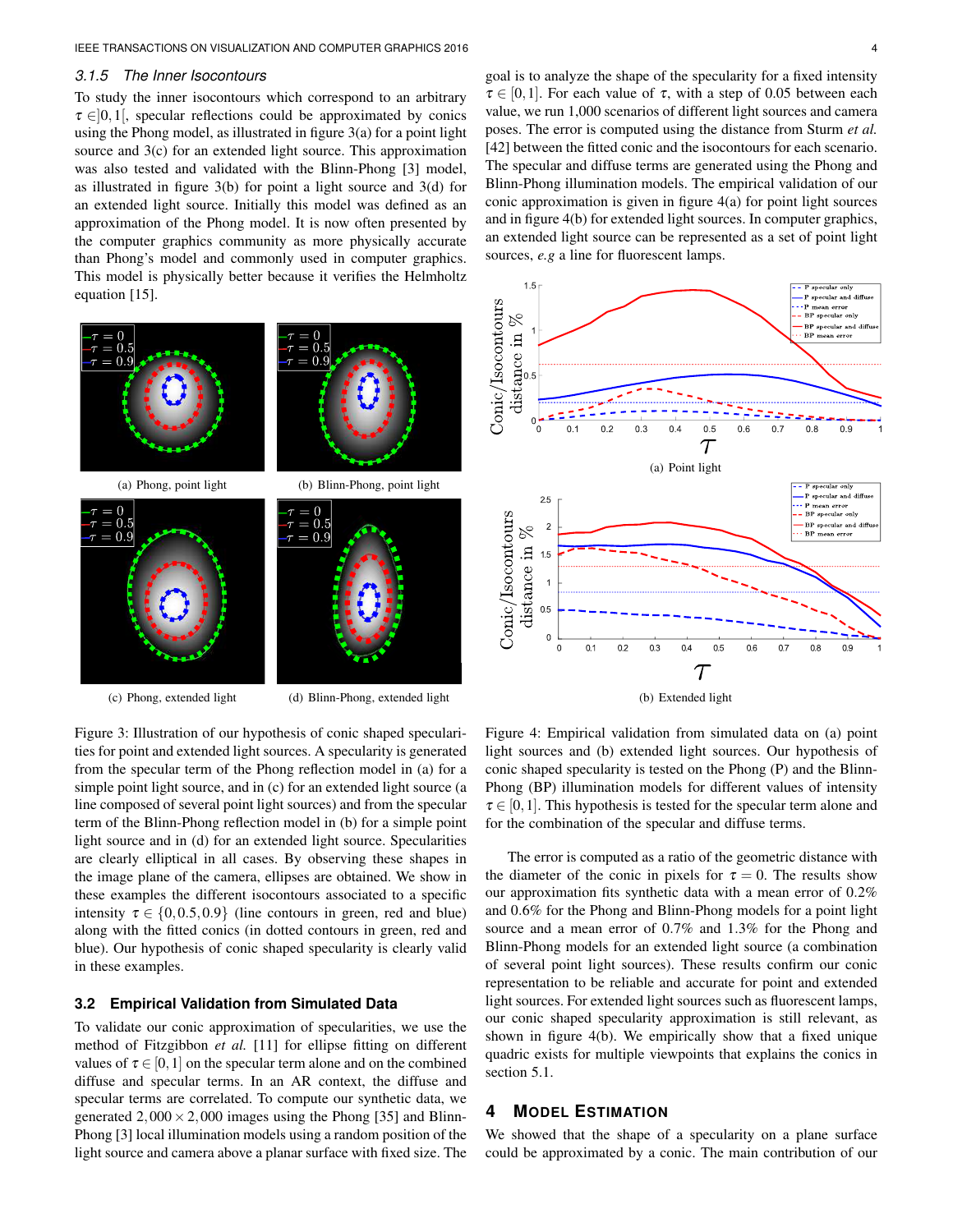### 3.1.5 The Inner Isocontours

To study the inner isocontours which correspond to an arbitrary $\tau \in ]0,1[$, specular reflections could be approximated by conics using the Phong model, as illustrated in figure 3(a) for a point light source and 3(c) for an extended light source. This approximation was also tested and validated with the Blinn-Phong [3] model, as illustrated in figure 3(b) for point a light source and 3(d) for an extended light source. Initially this model was defined as an approximation of the Phong model. It is now often presented by the computer graphics community as more physically accurate than Phong's model and commonly used in computer graphics. This model is physically better because it verifies the Helmholtz equation [15].

(a) Phong, point light

(b) Blinn-Phong, point light

(c) Phong, extended light

(d) Blinn-Phong, extended light

Figure 3: Illustration of our hypothesis of conic shaped specularities for point and extended light sources. A specularity is generated from the specular term of the Phong reflection model in (a) for a simple point light source and in (c) for an extended light source (a line composed of several point light sources) and from the specular term of the Blinn-Phong reflection model in (b) for a simple point light source and in (d) for an extended light source. Specularities are clearly elliptical in all cases. By observing these shapes in the image plane of the camera, ellipses are obtained. We show in these examples the different isocontours associated to a specific intensity $\tau \in \{0, 0.5, 0.9\}$ (line contours in green, red and blue) along with the fitted conics (in dotted contours in green, red and blue). Our hypothesis of conic shaped specularity is clearly valid in these examples.

## 3.2 Empirical Validation from Simulated Data

To validate our conic approximation of specularities, we use the method of Fitzgibbon *et al.* [11] for ellipse fitting on different values of $\tau \in [0,1]$ on the specular term alone and on the combined diffuse and specular terms. In an AR context, the diffuse and specular terms are correlated. To compute our synthetic data, we generated $2,000 \times 2,000$ images using the Phong [35] and Blinn-Phong [3] local illumination models using a random position of the light source and camera above a planar surface with fixed size. The goal is to analyze the shape of the specularity for a fixed intensity $\tau \in [0,1]$. For each value of $\tau$, with a step of 0.05 between each value, we run 1,000 scenarios of different light sources and camera poses. The error is computed using the distance from Sturm *et al.* [42] between the fitted conic and the isocontours for each scenario. The specular and diffuse terms are generated using the Phong and Blinn-Phong illumination models. The empirical validation of our conic approximation is given in figure 4(a) for point light sources and in figure 4(b) for extended light sources. In computer graphics, an extended light source can be represented as a set of point light sources, *e.g* a line for fluorescent lamps.

(a) Point light

(b) Extended light

Figure 4: Empirical validation from simulated data on (a) point light sources and (b) extended light sources. Our hypothesis of conic shaped specularity is tested on the Phong (P) and the Blinn-Phong (BP) illumination models for different values of intensity $\tau \in [0,1]$. This hypothesis is tested for the specular term alone and for the combination of the specular and diffuse terms.

The error is computed as a ratio of the geometric distance with the diameter of the conic in pixels for $\tau = 0$. The results show our approximation fits synthetic data with a mean error of 0.2% and 0.6% for the Phong and Blinn-Phong models for a point light source and a mean error of 0.7% and 1.3% for the Phong and Blinn-Phong models for an extended light source (a combination of several point light sources). These results confirm our conic representation to be reliable and accurate for point and extended light sources. For extended light sources such as fluorescent lamps, our conic shaped specularity approximation is still relevant, as shown in figure 4(b). We empirically show that a fixed unique quadric exists for multiple viewpoints that explains the conics in section 5.1.

## 4 Model Estimation

We showed that the shape of a specularity on a plane surface could be approximated by a conic. The main contribution of our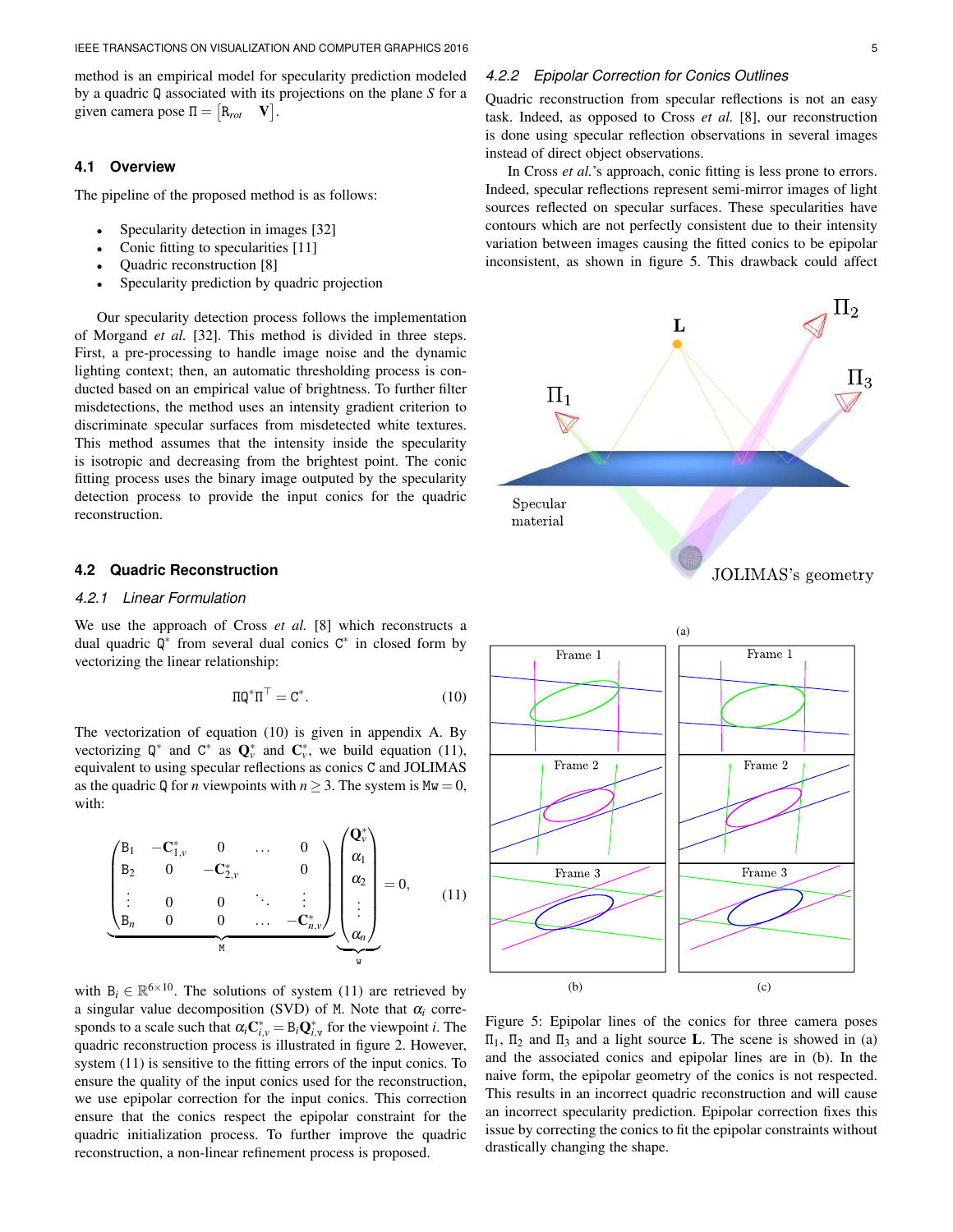method is an empirical model for specularity prediction modeled by a quadric $\mathtt{Q}$ associated with its projections on the plane $S$ for a given camera pose $\Pi = \begin{bmatrix}\mathtt{R}_{rot} & \mathbf{V}\end{bmatrix}$.

### 4.1 Overview

The pipeline of the proposed method is as follows:

- Specularity detection in images [32]
- Conic fitting to specularities [11]
- Quadric reconstruction [8]
- Specularity prediction by quadric projection

Our specularity detection process follows the implementation of Morgand *et al.* [32]. This method is divided in three steps. First, a pre-processing to handle image noise and the dynamic lighting context; then, an automatic thresholding process is conducted based on an empirical value of brightness. To further filter misdetections, the method uses an intensity gradient criterion to discriminate specular surfaces from misdetected white textures. This method assumes that the intensity inside the specularity is isotropic and decreasing from the brightest point. The conic fitting process uses the binary image outputed by the specularity detection process to provide the input conics for the quadric reconstruction.

### 4.2 Quadric Reconstruction

#### 4.2.1 Linear Formulation

We use the approach of Cross *et al.* [8] which reconstructs a dual quadric $\mathtt{Q}^*$ from several dual conics $\mathtt{C}^*$ in closed form by vectorizing the linear relationship:

$$\Pi \mathtt{Q}^* \Pi^\top = \mathtt{C}^*. \tag{10}$$

The vectorization of equation (10) is given in appendix A. By vectorizing $\mathtt{Q}^*$ and $\mathtt{C}^*$ as $\mathbf{Q}^*_v$ and $\mathbf{C}^*_v$, we build equation (11), equivalent to using specular reflections as conics $\mathtt{C}$ and JOLIMAS as the quadric $\mathtt{Q}$ for $n$ viewpoints with $n \geq 3$. The system is $\mathtt{M}\mathtt{w} = 0$, with:

$$\underbrace{\begin{pmatrix} \mathtt{B}_1 & -\mathbf{C}^*_{1,v} & 0 & \dots & 0 \\ \mathtt{B}_2 & 0 & -\mathbf{C}^*_{2,v} & & 0 \\ \vdots & 0 & 0 & \ddots & \vdots \\ \mathtt{B}_n & 0 & 0 & \dots & -\mathbf{C}^*_{n,v} \end{pmatrix}}_{\mathtt{M}} \underbrace{\begin{pmatrix} \mathbf{Q}^*_v \\ \alpha_1 \\ \alpha_2 \\ \vdots \\ \alpha_n \end{pmatrix}}_{\mathtt{w}} = 0, \tag{11}$$

with $\mathtt{B}_i \in \mathbb{R}^{6\times 10}$. The solutions of system (11) are retrieved by a singular value decomposition (SVD) of $\mathtt{M}$. Note that $\alpha_i$ corresponds to a scale such that $\alpha_i \mathbf{C}^*_{i,v} = \mathtt{B}_i \mathbf{Q}^*_{i,v}$ for the viewpoint $i$. The quadric reconstruction process is illustrated in figure 2. However, system (11) is sensitive to the fitting errors of the input conics. To ensure the quality of the input conics used for the reconstruction, we use epipolar correction for the input conics. This correction ensure that the conics respect the epipolar constraint for the quadric initialization process. To further improve the quadric reconstruction, a non-linear refinement process is proposed.

#### 4.2.2 Epipolar Correction for Conics Outlines

Quadric reconstruction from specular reflections is not an easy task. Indeed, as opposed to Cross *et al.* [8], our reconstruction is done using specular reflection observations in several images instead of direct object observations.

In Cross *et al.*'s approach, conic fitting is less prone to errors. Indeed, specular reflections represent semi-mirror images of light sources reflected on specular surfaces. These specularities have contours which are not perfectly consistent due to their intensity variation between images causing the fitted conics to be epipolar inconsistent, as shown in figure 5. This drawback could affect

Figure 5: Epipolar lines of the conics for three camera poses $\Pi_1$, $\Pi_2$ and $\Pi_3$ and a light source $\mathbf{L}$. The scene is showed in (a) and the associated conics and epipolar lines are in (b). In the naive form, the epipolar geometry of the conics is not respected. This results in an incorrect quadric reconstruction and will cause an incorrect specularity prediction. Epipolar correction fixes this issue by correcting the conics to fit the epipolar constraints without drastically changing the shape.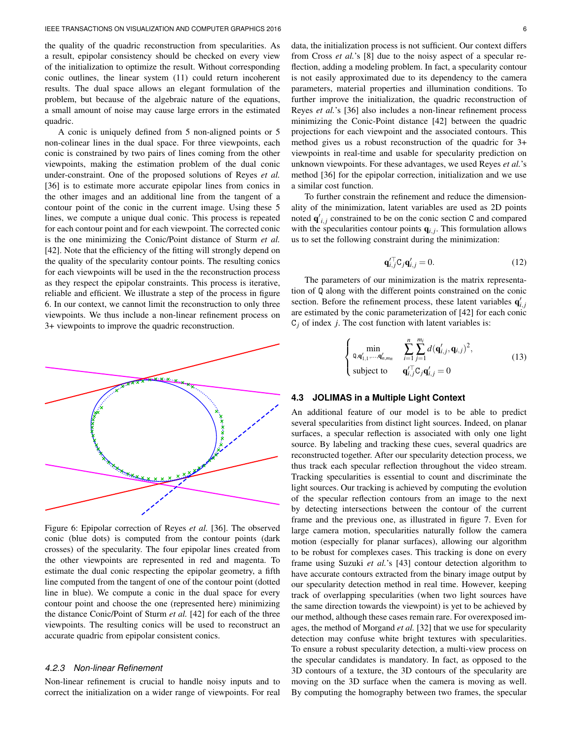the quality of the quadric reconstruction from specularities. As a result, epipolar consistency should be checked on every view of the initialization to optimize the result. Without corresponding conic outlines, the linear system (11) could return incoherent results. The dual space allows an elegant formulation of the problem, but because of the algebraic nature of the equations, a small amount of noise may cause large errors in the estimated quadric.

A conic is uniquely defined from 5 non-aligned points or 5 non-colinear lines in the dual space. For three viewpoints, each conic is constrained by two pairs of lines coming from the other viewpoints, making the estimation problem of the dual conic under-constraint. One of the proposed solutions of Reyes *et al.* [36] is to estimate more accurate epipolar lines from conics in the other images and an additional line from the tangent of a contour point of the conic in the current image. Using these 5 lines, we compute a unique dual conic. This process is repeated for each contour point and for each viewpoint. The corrected conic is the one minimizing the Conic/Point distance of Sturm *et al.* [42]. Note that the efficiency of the fitting will strongly depend on the quality of the specularity contour points. The resulting conics for each viewpoints will be used in the the reconstruction process as they respect the epipolar constraints. This process is iterative, reliable and efficient. We illustrate a step of the process in figure 6. In our context, we cannot limit the reconstruction to only three viewpoints. We thus include a non-linear refinement process on 3+ viewpoints to improve the quadric reconstruction.

Figure 6: Epipolar correction of Reyes *et al.* [36]. The observed conic (blue dots) is computed from the contour points (dark crosses) of the specularity. The four epipolar lines created from the other viewpoints are represented in red and magenta. To estimate the dual conic respecting the epipolar geometry, a fifth line computed from the tangent of one of the contour point (dotted line in blue). We compute a conic in the dual space for every contour point and choose the one (represented here) minimizing the distance Conic/Point of Sturm *et al.* [42] for each of the three viewpoints. The resulting conics will be used to reconstruct an accurate quadric from epipolar consistent conics.

#### 4.2.3 Non-linear Refinement

Non-linear refinement is crucial to handle noisy inputs and to correct the initialization on a wider range of viewpoints. For real data, the initialization process is not sufficient. Our context differs from Cross *et al.*'s [8] due to the noisy aspect of a specular reflection, adding a modeling problem. In fact, a specularity contour is not easily approximated due to its dependency to the camera parameters, material properties and illumination conditions. To further improve the initialization, the quadric reconstruction of Reyes *et al.*'s [36] also includes a non-linear refinement process minimizing the Conic-Point distance [42] between the quadric projections for each viewpoint and the associated contours. This method gives us a robust reconstruction of the quadric for 3+ viewpoints in real-time and usable for specularity prediction on unknown viewpoints. For these advantages, we used Reyes *et al.*'s method [36] for the epipolar correction, initialization and we use a similar cost function.

To further constrain the refinement and reduce the dimensionality of the minimization, latent variables are used as 2D points noted $\mathbf{q}'_{i,j}$ constrained to be on the conic section $\mathtt{C}$ and compared with the specularities contour points $\mathbf{q}_{i,j}$. This formulation allows us to set the following constraint during the minimization:

$$\mathbf{q}'^{\top}_{i,j}\mathtt{C}_j\mathbf{q}'_{i,j} = 0. \tag{12}$$

The parameters of our minimization is the matrix representation of $\mathtt{Q}$ along with the different points constrained on the conic section. Before the refinement process, these latent variables $\mathbf{q}'_{i,j}$ are estimated by the conic parameterization of [42] for each conic $\mathtt{C}_j$ of index $j$. The cost function with latent variables is:

$$\begin{cases} \min\limits_{\mathtt{Q},\mathbf{q}'_{1,1},\ldots,\mathbf{q}'_{n,mn}} & \sum\limits_{i=1}^{n}\sum\limits_{j=1}^{m_i} d(\mathbf{q}'_{i,j},\mathbf{q}_{i,j})^2, \\ \text{subject to} & \mathbf{q}'^{\top}_{i,j}\mathtt{C}_j\mathbf{q}'_{i,j} = 0 \end{cases} \tag{13}$$

### 4.3 JOLIMAS in a Multiple Light Context

An additional feature of our model is to be able to predict several specularities from distinct light sources. Indeed, on planar surfaces, a specular reflection is associated with only one light source. By labeling and tracking these cues, several quadrics are reconstructed together. After our specularity detection process, we thus track each specular reflection throughout the video stream. Tracking specularities is essential to count and discriminate the light sources. Our tracking is achieved by computing the evolution of the specular reflection contours from an image to the next by detecting intersections between the contour of the current frame and the previous one, as illustrated in figure 7. Even for large camera motion, specularities naturally follow the camera motion (especially for planar surfaces), allowing our algorithm to be robust for complexes cases. This tracking is done on every frame using Suzuki *et al.*'s [43] contour detection algorithm to have accurate contours extracted from the binary image output by our specularity detection method in real time. However, keeping track of overlapping specularities (when two light sources have the same direction towards the viewpoint) is yet to be achieved by our method, although these cases remain rare. For overexposed images, the method of Morgand *et al.* [32] that we use for specularity detection may confuse white bright textures with specularities. To ensure a robust specularity detection, a multi-view process on the specular candidates is mandatory. In fact, as opposed to the 3D contours of a texture, the 3D contours of the specularity are moving on the 3D surface when the camera is moving as well. By computing the homography between two frames, the specular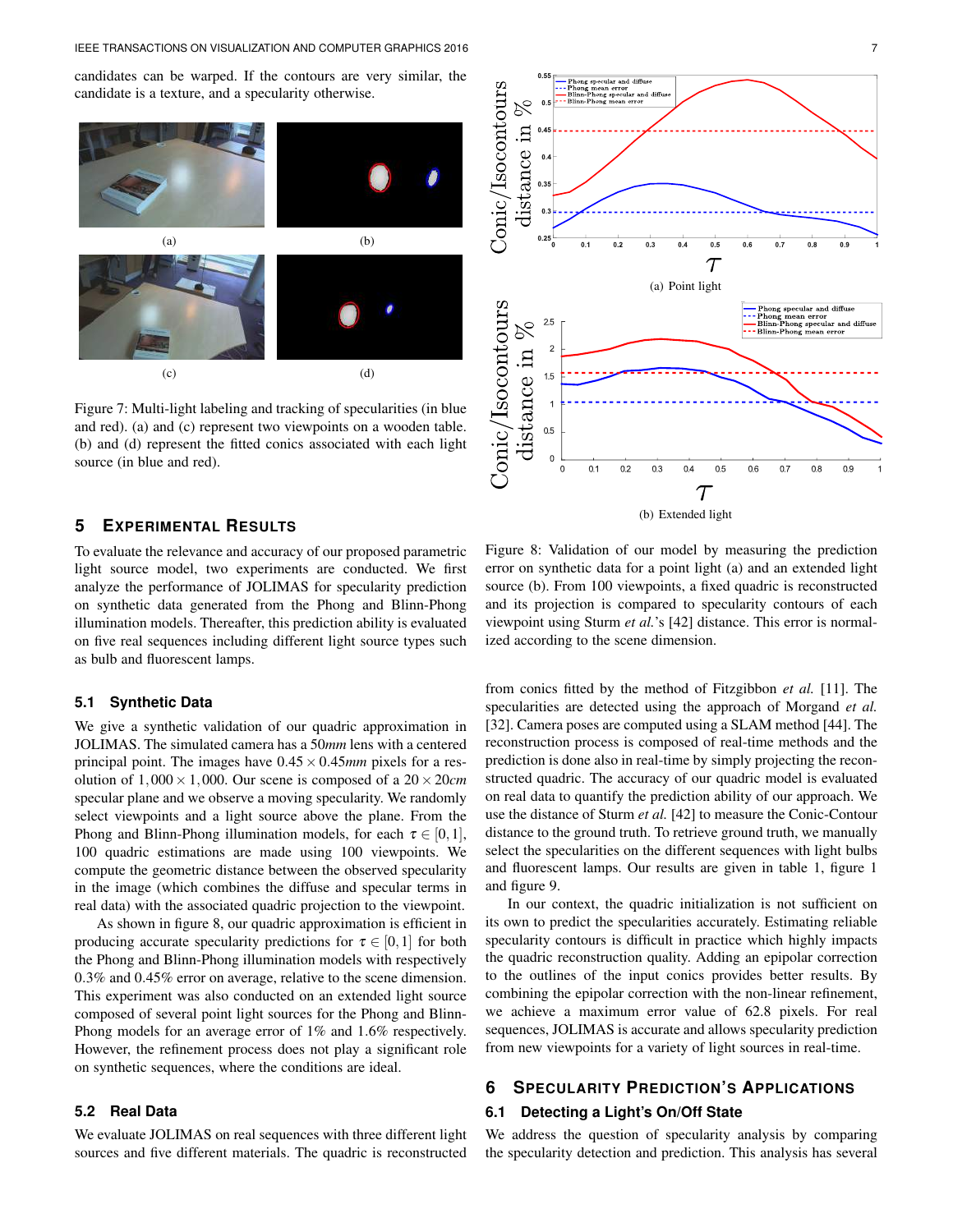candidates can be warped. If the contours are very similar, the candidate is a texture, and a specularity otherwise.

Figure 7: Multi-light labeling and tracking of specularities (in blue and red). (a) and (c) represent two viewpoints on a wooden table. (b) and (d) represent the fitted conics associated with each light source (in blue and red).

(a) Point light

(b) Extended light

Figure 8: Validation of our model by measuring the prediction error on synthetic data for a point light (a) and an extended light source (b). From 100 viewpoints, a fixed quadric is reconstructed and its projection is compared to specularity contours of each viewpoint using Sturm *et al.*'s [42] distance. This error is normalized according to the scene dimension.

## 5 Experimental Results

To evaluate the relevance and accuracy of our proposed parametric light source model, two experiments are conducted. We first analyze the performance of JOLIMAS for specularity prediction on synthetic data generated from the Phong and Blinn-Phong illumination models. Thereafter, this prediction ability is evaluated on five real sequences including different light source types such as bulb and fluorescent lamps.

### 5.1 Synthetic Data

We give a synthetic validation of our quadric approximation in JOLIMAS. The simulated camera has a 50*mm* lens with a centered principal point. The images have $0.45 \times 0.45mm$ pixels for a resolution of $1,000 \times 1,000$. Our scene is composed of a $20 \times 20cm$ specular plane and we observe a moving specularity. We randomly select viewpoints and a light source above the plane. From the Phong and Blinn-Phong illumination models, for each $\tau \in [0,1]$, 100 quadric estimations are made using 100 viewpoints. We compute the geometric distance between the observed specularity in the image (which combines the diffuse and specular terms in real data) with the associated quadric projection to the viewpoint.

As shown in figure 8, our quadric approximation is efficient in producing accurate specularity predictions for $\tau \in [0,1]$ for both the Phong and Blinn-Phong illumination models with respectively 0.3% and 0.45% error on average, relative to the scene dimension. This experiment was also conducted on an extended light source composed of several point light sources for the Phong and Blinn-Phong models for an average error of 1% and 1.6% respectively. However, the refinement process does not play a significant role on synthetic sequences, where the conditions are ideal.

### 5.2 Real Data

We evaluate JOLIMAS on real sequences with three different light sources and five different materials. The quadric is reconstructed from conics fitted by the method of Fitzgibbon *et al.* [11]. The specularities are detected using the approach of Morgand *et al.* [32]. Camera poses are computed using a SLAM method [44]. The reconstruction process is composed of real-time methods and the prediction is done also in real-time by simply projecting the reconstructed quadric. The accuracy of our quadric model is evaluated on real data to quantify the prediction ability of our approach. We use the distance of Sturm *et al.* [42] to measure the Conic-Contour distance to the ground truth. To retrieve ground truth, we manually select the specularities on the different sequences with light bulbs and fluorescent lamps. Our results are given in table 1, figure 1 and figure 9.

In our context, the quadric initialization is not sufficient on its own to predict the specularities accurately. Estimating reliable specularity contours is difficult in practice which highly impacts the quadric reconstruction quality. Adding an epipolar correction to the outlines of the input conics provides better results. By combining the epipolar correction with the non-linear refinement, we achieve a maximum error value of 62.8 pixels. For real sequences, JOLIMAS is accurate and allows specularity prediction from new viewpoints for a variety of light sources in real-time.

## 6 Specularity Prediction's Applications

### 6.1 Detecting a Light's On/Off State

We address the question of specularity analysis by comparing the specularity detection and prediction. This analysis has several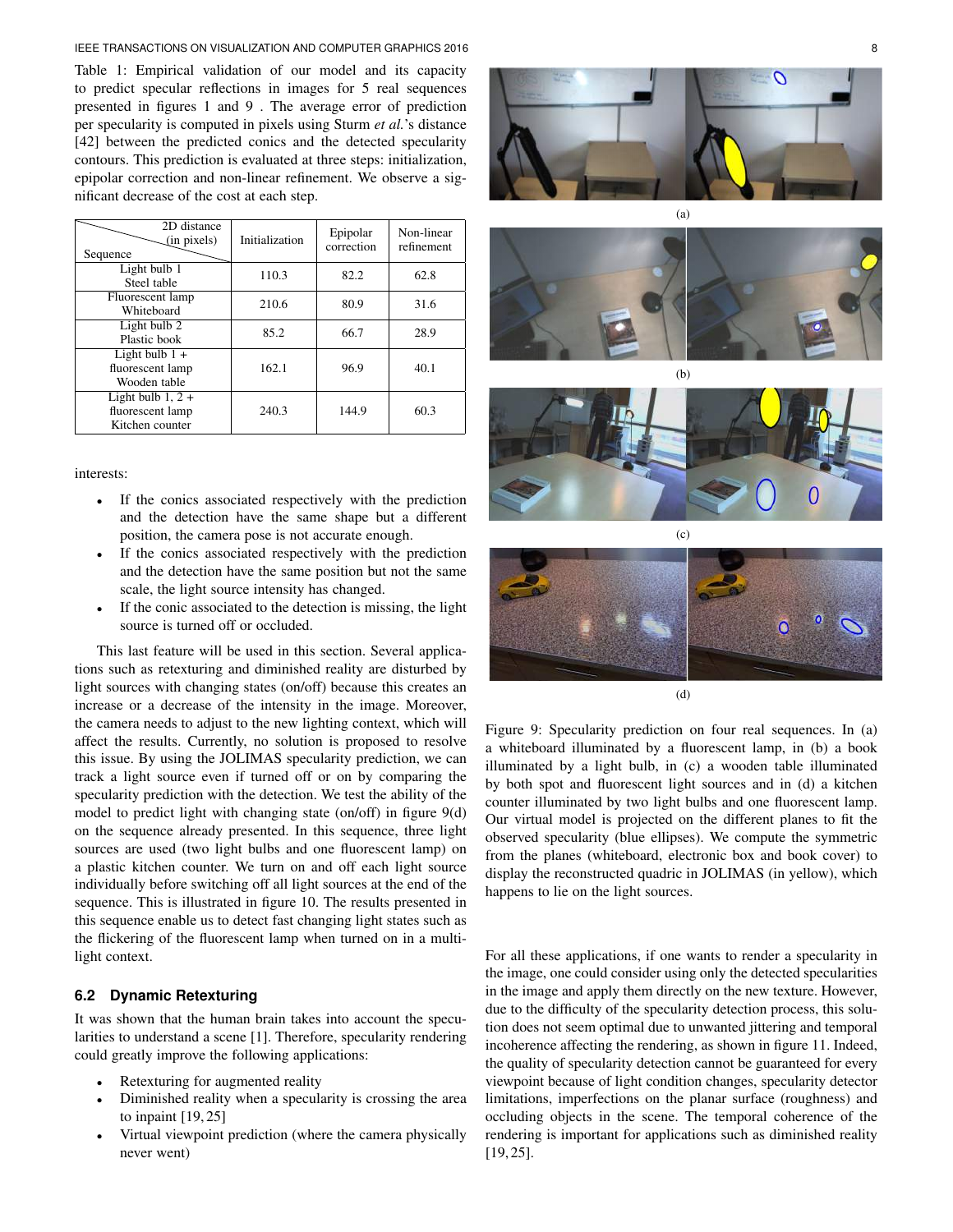Table 1: Empirical validation of our model and its capacity to predict specular reflections in images for 5 real sequences presented in figures 1 and 9 . The average error of prediction per specularity is computed in pixels using Sturm *et al.*'s distance [42] between the predicted conics and the detected specularity contours. This prediction is evaluated at three steps: initialization, epipolar correction and non-linear refinement. We observe a significant decrease of the cost at each step.

| Sequence \ 2D distance (in pixels) | Initialization | Epipolar correction | Non-linear refinement |
|---|---|---|---|
| Light bulb 1 Steel table | 110.3 | 82.2 | 62.8 |
| Fluorescent lamp Whiteboard | 210.6 | 80.9 | 31.6 |
| Light bulb 2 Plastic book | 85.2 | 66.7 | 28.9 |
| Light bulb 1 + fluorescent lamp Wooden table | 162.1 | 96.9 | 40.1 |
| Light bulb 1, 2 + fluorescent lamp Kitchen counter | 240.3 | 144.9 | 60.3 |

interests:

- If the conics associated respectively with the prediction and the detection have the same shape but a different position, the camera pose is not accurate enough.
- If the conics associated respectively with the prediction and the detection have the same position but not the same scale, the light source intensity has changed.
- If the conic associated to the detection is missing, the light source is turned off or occluded.

This last feature will be used in this section. Several applications such as retexturing and diminished reality are disturbed by light sources with changing states (on/off) because this creates an increase or a decrease of the intensity in the image. Moreover, the camera needs to adjust to the new lighting context, which will affect the results. Currently, no solution is proposed to resolve this issue. By using the JOLIMAS specularity prediction, we can track a light source even if turned off or on by comparing the specularity prediction with the detection. We test the ability of the model to predict light with changing state (on/off) in figure 9(d) on the sequence already presented. In this sequence, three light sources are used (two light bulbs and one fluorescent lamp) on a plastic kitchen counter. We turn on and off each light source individually before switching off all light sources at the end of the sequence. This is illustrated in figure 10. The results presented in this sequence enable us to detect fast changing light states such as the flickering of the fluorescent lamp when turned on in a multi-light context.

## 6.2 Dynamic Retexturing

It was shown that the human brain takes into account the specularities to understand a scene [1]. Therefore, specularity rendering could greatly improve the following applications:

- Retexturing for augmented reality
- Diminished reality when a specularity is crossing the area to inpaint [19, 25]
- Virtual viewpoint prediction (where the camera physically never went)

Figure 9: Specularity prediction on four real sequences. In (a) a whiteboard illuminated by a fluorescent lamp, in (b) a book illuminated by a light bulb, in (c) a wooden table illuminated by both spot and fluorescent light sources and in (d) a kitchen counter illuminated by two light bulbs and one fluorescent lamp. Our virtual model is projected on the different planes to fit the observed specularity (blue ellipses). We compute the symmetric from the planes (whiteboard, electronic box and book cover) to display the reconstructed quadric in JOLIMAS (in yellow), which happens to lie on the light sources.

For all these applications, if one wants to render a specularity in the image, one could consider using only the detected specularities in the image and apply them directly on the new texture. However, due to the difficulty of the specularity detection process, this solution does not seem optimal due to unwanted jittering and temporal incoherence affecting the rendering, as shown in figure 11. Indeed, the quality of specularity detection cannot be guaranteed for every viewpoint because of light condition changes, specularity detector limitations, imperfections on the planar surface (roughness) and occluding objects in the scene. The temporal coherence of the rendering is important for applications such as diminished reality [19, 25].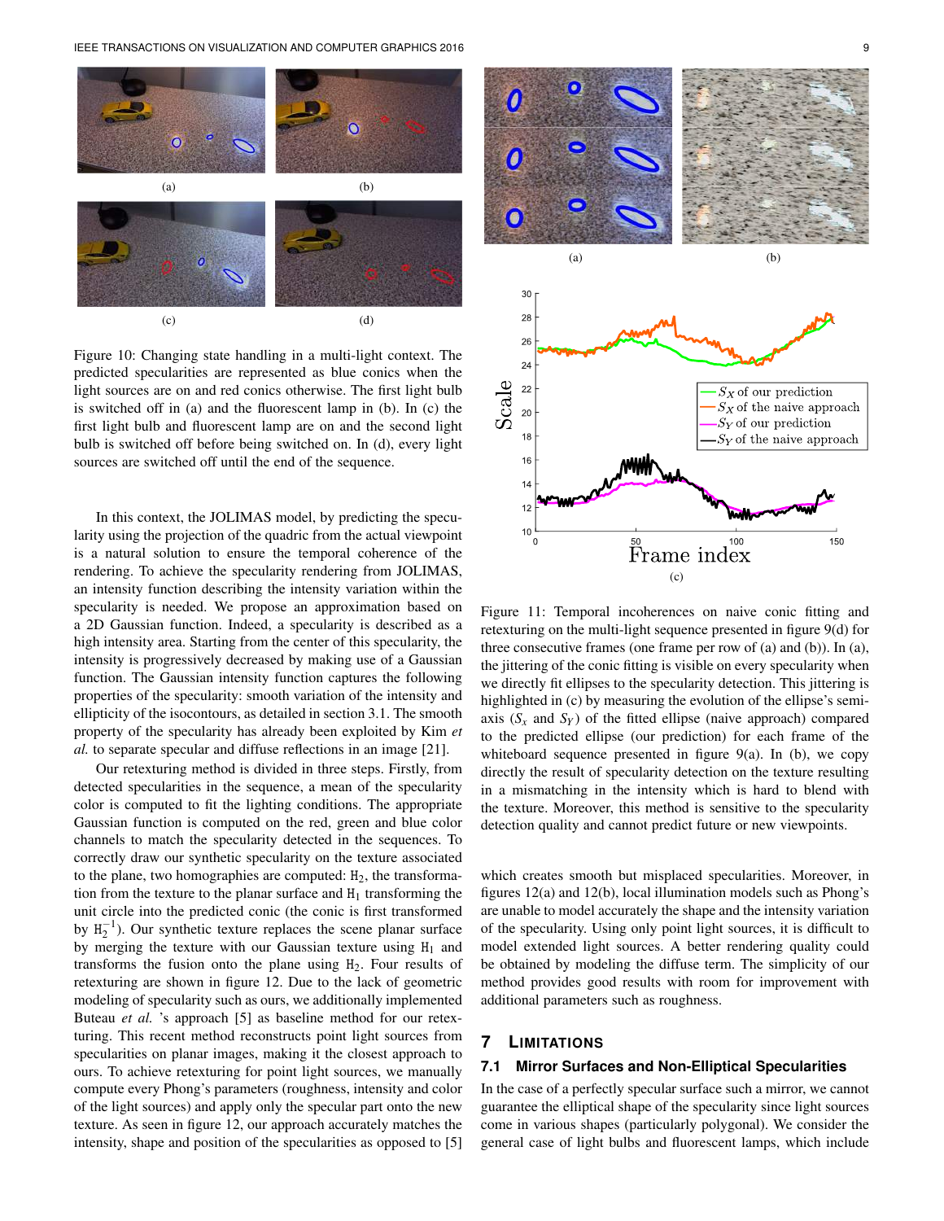Figure 10: Changing state handling in a multi-light context. The predicted specularities are represented as blue conics when the light sources are on and red conics otherwise. The first light bulb is switched off in (a) and the fluorescent lamp in (b). In (c) the first light bulb and fluorescent lamp are on and the second light bulb is switched off before being switched on. In (d), every light sources are switched off until the end of the sequence.

In this context, the JOLIMAS model, by predicting the specularity using the projection of the quadric from the actual viewpoint is a natural solution to ensure the temporal coherence of the rendering. To achieve the specularity rendering from JOLIMAS, an intensity function describing the intensity variation within the specularity is needed. We propose an approximation based on a 2D Gaussian function. Indeed, a specularity is described as a high intensity area. Starting from the center of this specularity, the intensity is progressively decreased by making use of a Gaussian function. The Gaussian intensity function captures the following properties of the specularity: smooth variation of the intensity and ellipticity of the isocontours, as detailed in section 3.1. The smooth property of the specularity has already been exploited by Kim *et al.* to separate specular and diffuse reflections in an image [21].

Our retexturing method is divided in three steps. Firstly, from detected specularities in the sequence, a mean of the specularity color is computed to fit the lighting conditions. The appropriate Gaussian function is computed on the red, green and blue color channels to match the specularity detected in the sequences. To correctly draw our synthetic specularity on the texture associated to the plane, two homographies are computed: $\mathtt{H}_2$, the transformation from the texture to the planar surface and $\mathtt{H}_1$ transforming the unit circle into the predicted conic (the conic is first transformed by $\mathtt{H}_2^{-1}$). Our synthetic texture replaces the scene planar surface by merging the texture with our Gaussian texture using $\mathtt{H}_1$ and transforms the fusion onto the plane using $\mathtt{H}_2$. Four results of retexturing are shown in figure 12. Due to the lack of geometric modeling of specularity such as ours, we additionally implemented Buteau *et al.* 's approach [5] as baseline method for our retexturing. This recent method reconstructs point light sources from specularities on planar images, making it the closest approach to ours. To achieve retexturing for point light sources, we manually compute every Phong's parameters (roughness, intensity and color of the light sources) and apply only the specular part onto the new texture. As seen in figure 12, our approach accurately matches the intensity, shape and position of the specularities as opposed to [5] which creates smooth but misplaced specularities. Moreover, in figures 12(a) and 12(b), local illumination models such as Phong's are unable to model accurately the shape and the intensity variation of the specularity. Using only point light sources, it is difficult to model extended light sources. A better rendering quality could be obtained by modeling the diffuse term. The simplicity of our method provides good results with room for improvement with additional parameters such as roughness.

Figure 11: Temporal incoherences on naive conic fitting and retexturing on the multi-light sequence presented in figure 9(d) for three consecutive frames (one frame per row of (a) and (b)). In (a), the jittering of the conic fitting is visible on every specularity when we directly fit ellipses to the specularity detection. This jittering is highlighted in (c) by measuring the evolution of the ellipse's semi-axis ($S_x$ and $S_Y$) of the fitted ellipse (naive approach) compared to the predicted ellipse (our prediction) for each frame of the whiteboard sequence presented in figure 9(a). In (b), we copy directly the result of specularity detection on the texture resulting in a mismatching in the intensity which is hard to blend with the texture. Moreover, this method is sensitive to the specularity detection quality and cannot predict future or new viewpoints.

## 7 Limitations

### 7.1 Mirror Surfaces and Non-Elliptical Specularities

In the case of a perfectly specular surface such a mirror, we cannot guarantee the elliptical shape of the specularity since light sources come in various shapes (particularly polygonal). We consider the general case of light bulbs and fluorescent lamps, which include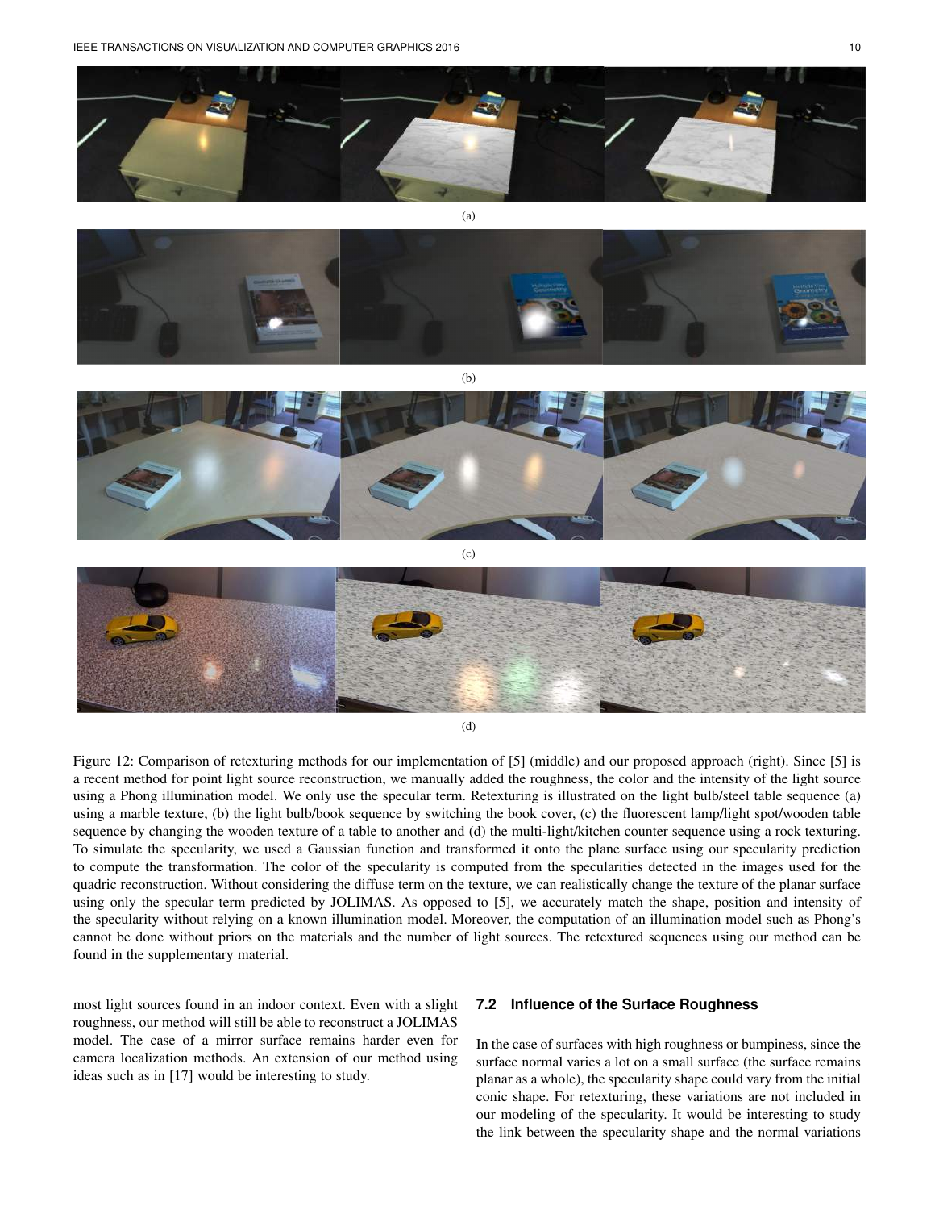(a)

(b)

(c)

(d)

Figure 12: Comparison of retexturing methods for our implementation of [5] (middle) and our proposed approach (right). Since [5] is a recent method for point light source reconstruction, we manually added the roughness, the color and the intensity of the light source using a Phong illumination model. We only use the specular term. Retexturing is illustrated on the light bulb/steel table sequence (a) using a marble texture, (b) the light bulb/book sequence by switching the book cover, (c) the fluorescent lamp/light spot/wooden table sequence by changing the wooden texture of a table to another and (d) the multi-light/kitchen counter sequence using a rock texturing. To simulate the specularity, we used a Gaussian function and transformed it onto the plane surface using our specularity prediction to compute the transformation. The color of the specularity is computed from the specularities detected in the images used for the quadric reconstruction. Without considering the diffuse term on the texture, we can realistically change the texture of the planar surface using only the specular term predicted by JOLIMAS. As opposed to [5], we accurately match the shape, position and intensity of the specularity without relying on a known illumination model. Moreover, the computation of an illumination model such as Phong's cannot be done without priors on the materials and the number of light sources. The retextured sequences using our method can be found in the supplementary material.

most light sources found in an indoor context. Even with a slight roughness, our method will still be able to reconstruct a JOLIMAS model. The case of a mirror surface remains harder even for camera localization methods. An extension of our method using ideas such as in [17] would be interesting to study.

### 7.2 Influence of the Surface Roughness

In the case of surfaces with high roughness or bumpiness, since the surface normal varies a lot on a small surface (the surface remains planar as a whole), the specularity shape could vary from the initial conic shape. For retexturing, these variations are not included in our modeling of the specularity. It would be interesting to study the link between the specularity shape and the normal variations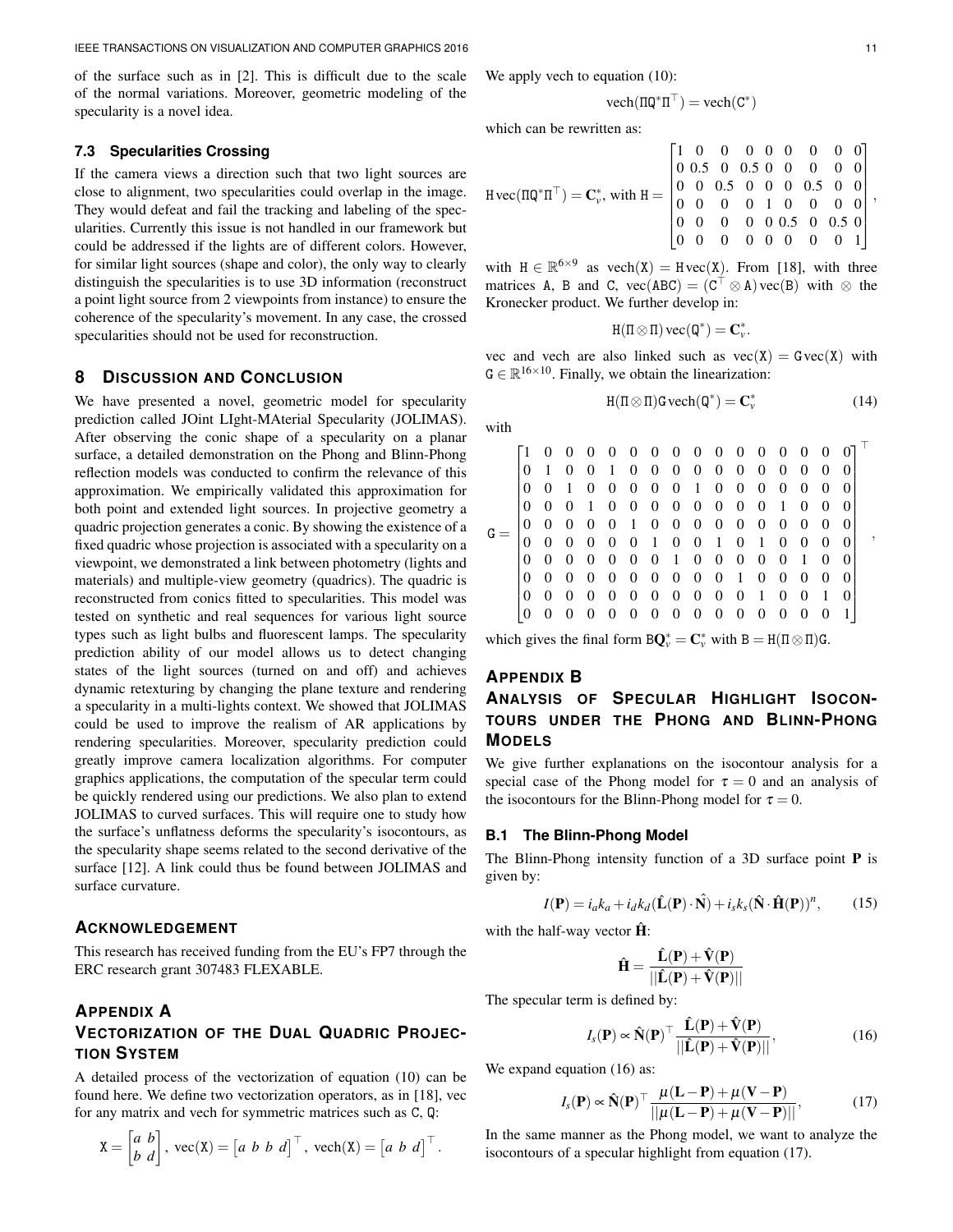of the surface such as in [2]. This is difficult due to the scale of the normal variations. Moreover, geometric modeling of the specularity is a novel idea.

### 7.3 Specularities Crossing

If the camera views a direction such that two light sources are close to alignment, two specularities could overlap in the image. They would defeat and fail the tracking and labeling of the specularities. Currently this issue is not handled in our framework but could be addressed if the lights are of different colors. However, for similar light sources (shape and color), the only way to clearly distinguish the specularities is to use 3D information (reconstruct a point light source from 2 viewpoints from instance) to ensure the coherence of the specularity's movement. In any case, the crossed specularities should not be used for reconstruction.

## 8 Discussion and Conclusion

We have presented a novel, geometric model for specularity prediction called JOint LIght-MAterial Specularity (JOLIMAS). After observing the conic shape of a specularity on a planar surface, a detailed demonstration on the Phong and Blinn-Phong reflection models was conducted to confirm the relevance of this approximation. We empirically validated this approximation for both point and extended light sources. In projective geometry a quadric projection generates a conic. By showing the existence of a fixed quadric whose projection is associated with a specularity on a viewpoint, we demonstrated a link between photometry (lights and materials) and multiple-view geometry (quadrics). The quadric is reconstructed from conics fitted to specularities. This model was tested on synthetic and real sequences for various light source types such as light bulbs and fluorescent lamps. The specularity prediction ability of our model allows us to detect changing states of the light sources (turned on and off) and achieves dynamic retexturing by changing the plane texture and rendering a specularity in a multi-lights context. We showed that JOLIMAS could be used to improve the realism of AR applications by rendering specularities. Moreover, specularity prediction could greatly improve camera localization algorithms. For computer graphics applications, the computation of the specular term could be quickly rendered using our predictions. We also plan to extend JOLIMAS to curved surfaces. This will require one to study how the surface's unflatness deforms the specularity's isocontours, as the specularity shape seems related to the second derivative of the surface [12]. A link could thus be found between JOLIMAS and surface curvature.

## Acknowledgement

This research has received funding from the EU's FP7 through the ERC research grant 307483 FLEXABLE.

## Appendix A
## Vectorization of the Dual Quadric Projection System

A detailed process of the vectorization of equation (10) can be found here. We define two vectorization operators, as in [18], vec for any matrix and vech for symmetric matrices such as $\mathtt{C}$, $\mathtt{Q}$:

$$\mathtt{X} = \begin{bmatrix} a & b \\ b & d \end{bmatrix},\ \mathrm{vec}(\mathtt{X}) = \begin{bmatrix} a & b & b & d \end{bmatrix}^\top,\ \mathrm{vech}(\mathtt{X}) = \begin{bmatrix} a & b & d \end{bmatrix}^\top.$$

We apply vech to equation (10):

$$\mathrm{vech}(\Pi \mathtt{Q}^* \Pi^\top) = \mathrm{vech}(\mathtt{C}^*)$$

which can be rewritten as:

$$\mathtt{H}\,\mathrm{vec}(\Pi \mathtt{Q}^* \Pi^\top) = \mathbf{C}_v^*, \text{ with } \mathtt{H} = \begin{bmatrix} 1 & 0 & 0 & 0 & 0 & 0 & 0 & 0 & 0 \\ 0 & 0.5 & 0 & 0.5 & 0 & 0 & 0 & 0 & 0 \\ 0 & 0 & 0.5 & 0 & 0 & 0 & 0.5 & 0 & 0 \\ 0 & 0 & 0 & 0 & 1 & 0 & 0 & 0 & 0 \\ 0 & 0 & 0 & 0 & 0 & 0.5 & 0 & 0.5 & 0 \\ 0 & 0 & 0 & 0 & 0 & 0 & 0 & 0 & 1 \end{bmatrix},$$

with $\mathtt{H} \in \mathbb{R}^{6\times 9}$ as $\mathrm{vech}(\mathtt{X}) = \mathtt{H}\,\mathrm{vec}(\mathtt{X})$. From [18], with three matrices $\mathtt{A}$, $\mathtt{B}$ and $\mathtt{C}$, $\mathrm{vec}(\mathtt{ABC}) = (\mathtt{C}^\top \otimes \mathtt{A})\,\mathrm{vec}(\mathtt{B})$ with $\otimes$ the Kronecker product. We further develop in:

$$\mathtt{H}(\Pi \otimes \Pi)\,\mathrm{vec}(\mathtt{Q}^*) = \mathbf{C}_v^*.$$

vec and vech are also linked such as $\mathrm{vec}(\mathtt{X}) = \mathtt{G}\,\mathrm{vec}(\mathtt{X})$ with $\mathtt{G} \in \mathbb{R}^{16\times 10}$. Finally, we obtain the linearization:

$$\mathtt{H}(\Pi \otimes \Pi)\mathtt{G}\,\mathrm{vech}(\mathtt{Q}^*) = \mathbf{C}_v^* \tag{14}$$

with

$$\mathtt{G} = \begin{bmatrix} 1 & 0 & 0 & 0 & 0 & 0 & 0 & 0 & 0 & 0 & 0 & 0 & 0 & 0 & 0 & 0 \\ 0 & 1 & 0 & 0 & 1 & 0 & 0 & 0 & 0 & 0 & 0 & 0 & 0 & 0 & 0 & 0 \\ 0 & 0 & 1 & 0 & 0 & 0 & 0 & 0 & 1 & 0 & 0 & 0 & 0 & 0 & 0 & 0 \\ 0 & 0 & 0 & 1 & 0 & 0 & 0 & 0 & 0 & 0 & 0 & 0 & 1 & 0 & 0 & 0 \\ 0 & 0 & 0 & 0 & 0 & 1 & 0 & 0 & 0 & 0 & 0 & 0 & 0 & 0 & 0 & 0 \\ 0 & 0 & 0 & 0 & 0 & 0 & 1 & 0 & 0 & 1 & 0 & 1 & 0 & 0 & 0 & 0 \\ 0 & 0 & 0 & 0 & 0 & 0 & 0 & 1 & 0 & 0 & 0 & 0 & 0 & 1 & 0 & 0 \\ 0 & 0 & 0 & 0 & 0 & 0 & 0 & 0 & 0 & 0 & 1 & 0 & 0 & 0 & 0 & 0 \\ 0 & 0 & 0 & 0 & 0 & 0 & 0 & 0 & 0 & 0 & 0 & 1 & 0 & 0 & 1 & 0 \\ 0 & 0 & 0 & 0 & 0 & 0 & 0 & 0 & 0 & 0 & 0 & 0 & 0 & 0 & 0 & 1 \end{bmatrix}^\top,$$

which gives the final form $\mathtt{B}\mathbf{Q}_v^* = \mathbf{C}_v^*$ with $\mathtt{B} = \mathtt{H}(\Pi \otimes \Pi)\mathtt{G}$.

## Appendix B
## Analysis of Specular Highlight Isocontours under the Phong and Blinn-Phong Models

We give further explanations on the isocontour analysis for a special case of the Phong model for $\tau = 0$ and an analysis of the isocontours for the Blinn-Phong model for $\tau = 0$.

### B.1 The Blinn-Phong Model

The Blinn-Phong intensity function of a 3D surface point $\mathbf{P}$ is given by:

$$I(\mathbf{P}) = i_a k_a + i_d k_d(\hat{\mathbf{L}}(\mathbf{P}) \cdot \hat{\mathbf{N}}) + i_s k_s(\hat{\mathbf{N}} \cdot \hat{\mathbf{H}}(\mathbf{P}))^n, \tag{15}$$

with the half-way vector $\hat{\mathbf{H}}$:

$$\hat{\mathbf{H}} = \frac{\hat{\mathbf{L}}(\mathbf{P}) + \hat{\mathbf{V}}(\mathbf{P})}{||\hat{\mathbf{L}}(\mathbf{P}) + \hat{\mathbf{V}}(\mathbf{P})||}$$

The specular term is defined by:

$$I_s(\mathbf{P}) \propto \hat{\mathbf{N}}(\mathbf{P})^\top \frac{\hat{\mathbf{L}}(\mathbf{P}) + \hat{\mathbf{V}}(\mathbf{P})}{||\hat{\mathbf{L}}(\mathbf{P}) + \hat{\mathbf{V}}(\mathbf{P})||}, \tag{16}$$

We expand equation (16) as:

$$I_s(\mathbf{P}) \propto \hat{\mathbf{N}}(\mathbf{P})^\top \frac{\mu(\mathbf{L} - \mathbf{P}) + \mu(\mathbf{V} - \mathbf{P})}{||\mu(\mathbf{L} - \mathbf{P}) + \mu(\mathbf{V} - \mathbf{P})||}, \tag{17}$$

In the same manner as the Phong model, we want to analyze the isocontours of a specular highlight from equation (17).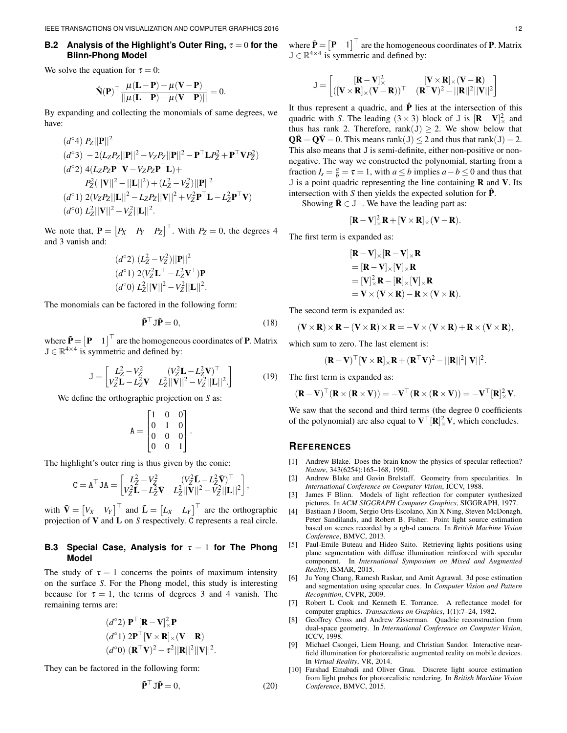### B.2 Analysis of the Highlight's Outer Ring, $\tau = 0$ for the Blinn-Phong Model

We solve the equation for $\tau = 0$:

$$\hat{\mathbf{N}}(\mathbf{P})^\top \frac{\mu(\mathbf{L}-\mathbf{P}) + \mu(\mathbf{V}-\mathbf{P})}{||\mu(\mathbf{L}-\mathbf{P}) + \mu(\mathbf{V}-\mathbf{P})||} = 0.$$

By expanding and collecting the monomials of same degrees, we have:

$$\begin{aligned}
&(d^\circ 4)\ P_Z||\mathbf{P}||^2 \\
&(d^\circ 3)\ -2(L_Z P_Z||\mathbf{P}||^2 - V_Z P_Z||\mathbf{P}||^2 - \mathbf{P}^\top \mathbf{L} P_Z^2 + \mathbf{P}^\top \mathbf{V} P_Z^2) \\
&(d^\circ 2)\ 4(L_Z P_Z \mathbf{P}^\top \mathbf{V} - V_Z P_Z \mathbf{P}^\top \mathbf{L}) + \\
&\qquad P_Z^2(||\mathbf{V}||^2 - ||\mathbf{L}||^2) + (L_Z^2 - V_Z^2)||\mathbf{P}||^2 \\
&(d^\circ 1)\ 2(V_Z P_Z||\mathbf{L}||^2 - L_Z P_Z||\mathbf{V}||^2 + V_Z^2 \mathbf{P}^\top \mathbf{L} - L_Z^2 \mathbf{P}^\top \mathbf{V}) \\
&(d^\circ 0)\ L_Z^2||\mathbf{V}||^2 - V_Z^2||\mathbf{L}||^2.
\end{aligned}$$

We note that, $\mathbf{P} = \begin{bmatrix} P_X & P_Y & P_Z \end{bmatrix}^\top$. With $P_Z = 0$, the degrees 4 and 3 vanish and:

$$\begin{aligned}
&(d^\circ 2)\ (L_Z^2 - V_Z^2)||\mathbf{P}||^2 \\
&(d^\circ 1)\ 2(V_Z^2 \mathbf{L}^\top - L_Z^2 \mathbf{V}^\top)\mathbf{P} \\
&(d^\circ 0)\ L_Z^2||\mathbf{V}||^2 - V_Z^2||\mathbf{L}||^2.
\end{aligned}$$

The monomials can be factored in the following form:

$$\tilde{\mathbf{P}}^\top \mathtt{J} \tilde{\mathbf{P}} = 0, \tag{18}$$

where $\tilde{\mathbf{P}} = \begin{bmatrix} \mathbf{P} & 1 \end{bmatrix}^\top$ are the homogeneous coordinates of $\mathbf{P}$. Matrix $\mathtt{J} \in \mathbb{R}^{4\times 4}$ is symmetric and defined by:

$$\mathtt{J} = \begin{bmatrix} L_Z^2 - V_Z^2 & (V_Z^2 \mathbf{L} - L_Z^2 \mathbf{V})^\top \\ V_Z^2 \mathbf{L} - L_Z^2 \mathbf{V} & L_Z^2||\mathbf{V}||^2 - V_Z^2||\mathbf{L}||^2. \end{bmatrix} \tag{19}$$

We define the orthographic projection on $S$ as:

$$\mathtt{A} = \begin{bmatrix} 1 & 0 & 0 \\ 0 & 1 & 0 \\ 0 & 0 & 0 \\ 0 & 0 & 1 \end{bmatrix}.$$

The highlight's outer ring is thus given by the conic:

$$\mathtt{C} = \mathtt{A}^\top \mathtt{J} \mathtt{A} = \begin{bmatrix} L_Z^2 - V_Z^2 & (V_Z^2 \bar{\mathbf{L}} - L_Z^2 \bar{\mathbf{V}})^\top \\ V_Z^2 \bar{\mathbf{L}} - L_Z^2 \bar{\mathbf{V}} & L_Z^2||\mathbf{V}||^2 - V_Z^2||\mathbf{L}||^2 \end{bmatrix},$$

with $\bar{\mathbf{V}} = \begin{bmatrix} V_X & V_Y \end{bmatrix}^\top$ and $\bar{\mathbf{L}} = \begin{bmatrix} L_X & L_Y \end{bmatrix}^\top$ are the orthographic projection of $\mathbf{V}$ and $\mathbf{L}$ on $S$ respectively. $\mathtt{C}$ represents a real circle.

### B.3 Special Case, Analysis for $\tau = 1$ for The Phong Model

The study of $\tau = 1$ concerns the points of maximum intensity on the surface $S$. For the Phong model, this study is interesting because for $\tau = 1$, the terms of degrees 3 and 4 vanish. The remaining terms are:

$$\begin{aligned}
&(d^\circ 2)\ \mathbf{P}^\top [\mathbf{R}-\mathbf{V}]_\times^2 \mathbf{P} \\
&(d^\circ 1)\ 2\mathbf{P}^\top [\mathbf{V}\times\mathbf{R}]_\times (\mathbf{V}-\mathbf{R}) \\
&(d^\circ 0)\ (\mathbf{R}^\top \mathbf{V})^2 - \tau^2||\mathbf{R}||^2||\mathbf{V}||^2.
\end{aligned}$$

They can be factored in the following form:

$$\tilde{\mathbf{P}}^\top \mathtt{J} \tilde{\mathbf{P}} = 0, \tag{20}$$

where $\tilde{\mathbf{P}} = \begin{bmatrix} \mathbf{P} & 1 \end{bmatrix}^\top$ are the homogeneous coordinates of $\mathbf{P}$. Matrix $\mathtt{J} \in \mathbb{R}^{4\times 4}$ is symmetric and defined by:

$$\mathtt{J} = \begin{bmatrix} [\mathbf{R}-\mathbf{V}]_\times^2 & [\mathbf{V}\times\mathbf{R}]_\times (\mathbf{V}-\mathbf{R}) \\ ([\mathbf{V}\times\mathbf{R}]_\times (\mathbf{V}-\mathbf{R}))^\top & (\mathbf{R}^\top \mathbf{V})^2 - ||\mathbf{R}||^2||\mathbf{V}||^2 \end{bmatrix}$$

It thus represent a quadric, and $\hat{\mathbf{P}}$ lies at the intersection of this quadric with $S$. The leading $(3\times 3)$ block of $\mathtt{J}$ is $[\mathbf{R}-\mathbf{V}]_\times^2$ and thus has rank 2. Therefore, $\text{rank}(\mathtt{J}) \geq 2$. We show below that $\mathbf{Q}\tilde{\mathbf{R}} = \mathbf{Q}\tilde{\mathbf{V}} = 0$. This means $\text{rank}(\mathtt{J}) \leq 2$ and thus that $\text{rank}(\mathtt{J}) = 2$. This also means that $\mathtt{J}$ is semi-definite, either non-positive or non-negative. The way we constructed the polynomial, starting from a fraction $I_s = \frac{a}{b} = \tau = 1$, with $a \leq b$ implies $a - b \leq 0$ and thus that $\mathtt{J}$ is a point quadric representing the line containing $\mathbf{R}$ and $\mathbf{V}$. Its intersection with $S$ then yields the expected solution for $\hat{\mathbf{P}}$.

Showing $\tilde{\mathbf{R}} \in \mathtt{J}^\perp$. We have the leading part as:

$$[\mathbf{R}-\mathbf{V}]_\times^2 \mathbf{R} + [\mathbf{V}\times\mathbf{R}]_\times (\mathbf{V}-\mathbf{R}).$$

The first term is expanded as:

$$\begin{aligned}
&[\mathbf{R}-\mathbf{V}]_\times [\mathbf{R}-\mathbf{V}]_\times \mathbf{R} \\
&= [\mathbf{R}-\mathbf{V}]_\times [\mathbf{V}]_\times \mathbf{R} \\
&= [\mathbf{V}]_\times^2 \mathbf{R} - [\mathbf{R}]_\times [\mathbf{V}]_\times \mathbf{R} \\
&= \mathbf{V}\times(\mathbf{V}\times\mathbf{R}) - \mathbf{R}\times(\mathbf{V}\times\mathbf{R}).
\end{aligned}$$

The second term is expanded as:

$$(\mathbf{V}\times\mathbf{R})\times\mathbf{R} - (\mathbf{V}\times\mathbf{R})\times\mathbf{R} = -\mathbf{V}\times(\mathbf{V}\times\mathbf{R}) + \mathbf{R}\times(\mathbf{V}\times\mathbf{R}),$$

which sum to zero. The last element is:

$$(\mathbf{R}-\mathbf{V})^\top [\mathbf{V}\times\mathbf{R}]_\times \mathbf{R} + (\mathbf{R}^\top \mathbf{V})^2 - ||\mathbf{R}||^2||\mathbf{V}||^2.$$

The first term is expanded as:

$$(\mathbf{R}-\mathbf{V})^\top (\mathbf{R}\times(\mathbf{R}\times\mathbf{V})) = -\mathbf{V}^\top (\mathbf{R}\times(\mathbf{R}\times\mathbf{V})) = -\mathbf{V}^\top [\mathbf{R}]_\times^2 \mathbf{V}.$$

We saw that the second and third terms (the degree 0 coefficients of the polynomial) are also equal to $\mathbf{V}^\top [\mathbf{R}]_\times^2 \mathbf{V}$, which concludes.

## REFERENCES

[1] Andrew Blake. Does the brain know the physics of specular reflection? *Nature*, 343(6254):165–168, 1990.

[2] Andrew Blake and Gavin Brelstaff. Geometry from specularities. In *International Conference on Computer Vision*, ICCV, 1988.

[3] James F Blinn. Models of light reflection for computer synthesized pictures. In *ACM SIGGRAPH Computer Graphics*, SIGGRAPH, 1977.

[4] Bastiaan J Boom, Sergio Orts-Escolano, Xin X Ning, Steven McDonagh, Peter Sandilands, and Robert B. Fisher. Point light source estimation based on scenes recorded by a rgb-d camera. In *British Machine Vision Conference*, BMVC, 2013.

[5] Paul-Emile Buteau and Hideo Saito. Retrieving lights positions using plane segmentation with diffuse illumination reinforced with specular component. In *International Symposium on Mixed and Augmented Reality*, ISMAR, 2015.

[6] Ju Yong Chang, Ramesh Raskar, and Amit Agrawal. 3d pose estimation and segmentation using specular cues. In *Computer Vision and Pattern Recognition*, CVPR, 2009.

[7] Robert L Cook and Kenneth E. Torrance. A reflectance model for computer graphics. *Transactions on Graphics*, 1(1):7–24, 1982.

[8] Geoffrey Cross and Andrew Zisserman. Quadric reconstruction from dual-space geometry. In *International Conference on Computer Vision*, ICCV, 1998.

[9] Michael Csongei, Liem Hoang, and Christian Sandor. Interactive near-field illumination for photorealistic augmented reality on mobile devices. In *Virtual Reality*, VR, 2014.

[10] Farshad Einabadi and Oliver Grau. Discrete light source estimation from light probes for photorealistic rendering. In *British Machine Vision Conference*, BMVC, 2015.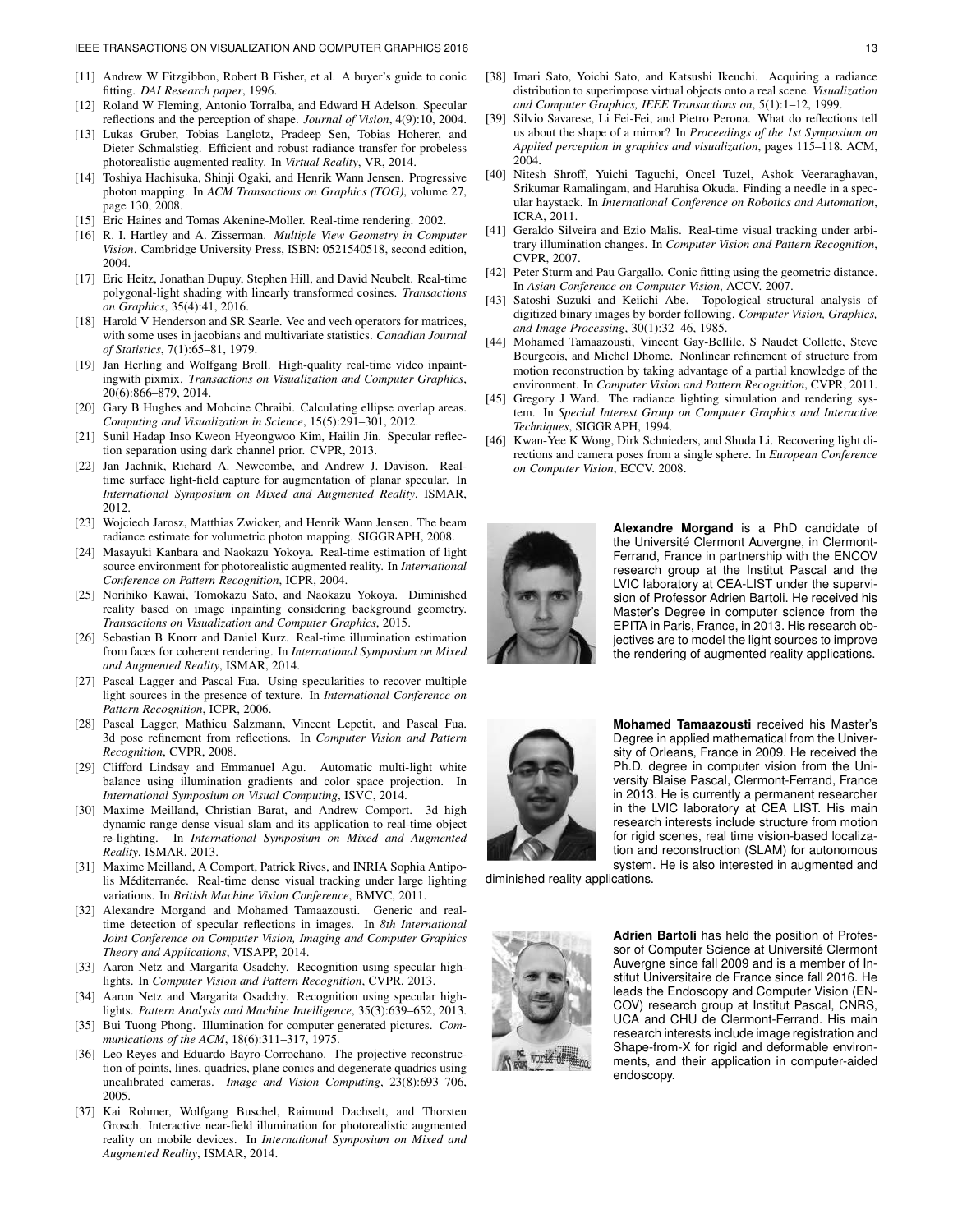- [11] Andrew W Fitzgibbon, Robert B Fisher, et al. A buyer's guide to conic fitting. *DAI Research paper*, 1996.
- [12] Roland W Fleming, Antonio Torralba, and Edward H Adelson. Specular reflections and the perception of shape. *Journal of Vision*, 4(9):10, 2004.
- [13] Lukas Gruber, Tobias Langlotz, Pradeep Sen, Tobias Hoherer, and Dieter Schmalstieg. Efficient and robust radiance transfer for probeless photorealistic augmented reality. In *Virtual Reality*, VR, 2014.
- [14] Toshiya Hachisuka, Shinji Ogaki, and Henrik Wann Jensen. Progressive photon mapping. In *ACM Transactions on Graphics (TOG)*, volume 27, page 130, 2008.
- [15] Eric Haines and Tomas Akenine-Moller. Real-time rendering. 2002.
- [16] R. I. Hartley and A. Zisserman. *Multiple View Geometry in Computer Vision*. Cambridge University Press, ISBN: 0521540518, second edition, 2004.
- [17] Eric Heitz, Jonathan Dupuy, Stephen Hill, and David Neubelt. Real-time polygonal-light shading with linearly transformed cosines. *Transactions on Graphics*, 35(4):41, 2016.
- [18] Harold V Henderson and SR Searle. Vec and vech operators for matrices, with some uses in jacobians and multivariate statistics. *Canadian Journal of Statistics*, 7(1):65–81, 1979.
- [19] Jan Herling and Wolfgang Broll. High-quality real-time video inpaintingwith pixmix. *Transactions on Visualization and Computer Graphics*, 20(6):866–879, 2014.
- [20] Gary B Hughes and Mohcine Chraibi. Calculating ellipse overlap areas. *Computing and Visualization in Science*, 15(5):291–301, 2012.
- [21] Sunil Hadap Inso Kweon Hyeongwoo Kim, Hailin Jin. Specular reflection separation using dark channel prior. CVPR, 2013.
- [22] Jan Jachnik, Richard A. Newcombe, and Andrew J. Davison. Real-time surface light-field capture for augmentation of planar specular. In *International Symposium on Mixed and Augmented Reality*, ISMAR, 2012.
- [23] Wojciech Jarosz, Matthias Zwicker, and Henrik Wann Jensen. The beam radiance estimate for volumetric photon mapping. SIGGRAPH, 2008.
- [24] Masayuki Kanbara and Naokazu Yokoya. Real-time estimation of light source environment for photorealistic augmented reality. In *International Conference on Pattern Recognition*, ICPR, 2004.
- [25] Norihiko Kawai, Tomokazu Sato, and Naokazu Yokoya. Diminished reality based on image inpainting considering background geometry. *Transactions on Visualization and Computer Graphics*, 2015.
- [26] Sebastian B Knorr and Daniel Kurz. Real-time illumination estimation from faces for coherent rendering. In *International Symposium on Mixed and Augmented Reality*, ISMAR, 2014.
- [27] Pascal Lagger and Pascal Fua. Using specularities to recover multiple light sources in the presence of texture. In *International Conference on Pattern Recognition*, ICPR, 2006.
- [28] Pascal Lagger, Mathieu Salzmann, Vincent Lepetit, and Pascal Fua. 3d pose refinement from reflections. In *Computer Vision and Pattern Recognition*, CVPR, 2008.
- [29] Clifford Lindsay and Emmanuel Agu. Automatic multi-light white balance using illumination gradients and color space projection. In *International Symposium on Visual Computing*, ISVC, 2014.
- [30] Maxime Meilland, Christian Barat, and Andrew Comport. 3d high dynamic range dense visual slam and its application to real-time object re-lighting. In *International Symposium on Mixed and Augmented Reality*, ISMAR, 2013.
- [31] Maxime Meilland, A Comport, Patrick Rives, and INRIA Sophia Antipolis Méditerranée. Real-time dense visual tracking under large lighting variations. In *British Machine Vision Conference*, BMVC, 2011.
- [32] Alexandre Morgand and Mohamed Tamaazousti. Generic and real-time detection of specular reflections in images. In *8th International Joint Conference on Computer Vision, Imaging and Computer Graphics Theory and Applications*, VISAPP, 2014.
- [33] Aaron Netz and Margarita Osadchy. Recognition using specular highlights. In *Computer Vision and Pattern Recognition*, CVPR, 2013.
- [34] Aaron Netz and Margarita Osadchy. Recognition using specular highlights. *Pattern Analysis and Machine Intelligence*, 35(3):639–652, 2013.
- [35] Bui Tuong Phong. Illumination for computer generated pictures. *Communications of the ACM*, 18(6):311–317, 1975.
- [36] Leo Reyes and Eduardo Bayro-Corrochano. The projective reconstruction of points, lines, quadrics, plane conics and degenerate quadrics using uncalibrated cameras. *Image and Vision Computing*, 23(8):693–706, 2005.
- [37] Kai Rohmer, Wolfgang Buschel, Raimund Dachselt, and Thorsten Grosch. Interactive near-field illumination for photorealistic augmented reality on mobile devices. In *International Symposium on Mixed and Augmented Reality*, ISMAR, 2014.
- [38] Imari Sato, Yoichi Sato, and Katsushi Ikeuchi. Acquiring a radiance distribution to superimpose virtual objects onto a real scene. *Visualization and Computer Graphics, IEEE Transactions on*, 5(1):1–12, 1999.
- [39] Silvio Savarese, Li Fei-Fei, and Pietro Perona. What do reflections tell us about the shape of a mirror? In *Proceedings of the 1st Symposium on Applied perception in graphics and visualization*, pages 115–118. ACM, 2004.
- [40] Nitesh Shroff, Yuichi Taguchi, Oncel Tuzel, Ashok Veeraraghavan, Srikumar Ramalingam, and Haruhisa Okuda. Finding a needle in a specular haystack. In *International Conference on Robotics and Automation*, ICRA, 2011.
- [41] Geraldo Silveira and Ezio Malis. Real-time visual tracking under arbitrary illumination changes. In *Computer Vision and Pattern Recognition*, CVPR, 2007.
- [42] Peter Sturm and Pau Gargallo. Conic fitting using the geometric distance. In *Asian Conference on Computer Vision*, ACCV. 2007.
- [43] Satoshi Suzuki and Keiichi Abe. Topological structural analysis of digitized binary images by border following. *Computer Vision, Graphics, and Image Processing*, 30(1):32–46, 1985.
- [44] Mohamed Tamaazousti, Vincent Gay-Bellile, S Naudet Collette, Steve Bourgeois, and Michel Dhome. Nonlinear refinement of structure from motion reconstruction by taking advantage of a partial knowledge of the environment. In *Computer Vision and Pattern Recognition*, CVPR, 2011.
- [45] Gregory J Ward. The radiance lighting simulation and rendering system. In *Special Interest Group on Computer Graphics and Interactive Techniques*, SIGGRAPH, 1994.
- [46] Kwan-Yee K Wong, Dirk Schnieders, and Shuda Li. Recovering light directions and camera poses from a single sphere. In *European Conference on Computer Vision*, ECCV. 2008.

**Alexandre Morgand** is a PhD candidate of the Université Clermont Auvergne, in Clermont-Ferrand, France in partnership with the ENCOV research group at the Institut Pascal and the LVIC laboratory at CEA-LIST under the supervision of Professor Adrien Bartoli. He received his Master's Degree in computer science from the EPITA in Paris, France, in 2013. His research objectives are to model the light sources to improve the rendering of augmented reality applications.

**Mohamed Tamaazousti** received his Master's Degree in applied mathematical from the University of Orleans, France in 2009. He received the Ph.D. degree in computer vision from the University Blaise Pascal, Clermont-Ferrand, France in 2013. He is currently a permanent researcher in the LVIC laboratory at CEA LIST. His main research interests include structure from motion for rigid scenes, real time vision-based localization and reconstruction (SLAM) for autonomous system. He is also interested in augmented and diminished reality applications.

**Adrien Bartoli** has held the position of Professor of Computer Science at Université Clermont Auvergne since fall 2009 and is a member of Institut Universitaire de France since fall 2016. He leads the Endoscopy and Computer Vision (EnCOV) research group at Institut Pascal, CNRS, UCA and CHU de Clermont-Ferrand. His main research interests include image registration and Shape-from-X for rigid and deformable environments, and their application in computer-aided endoscopy.